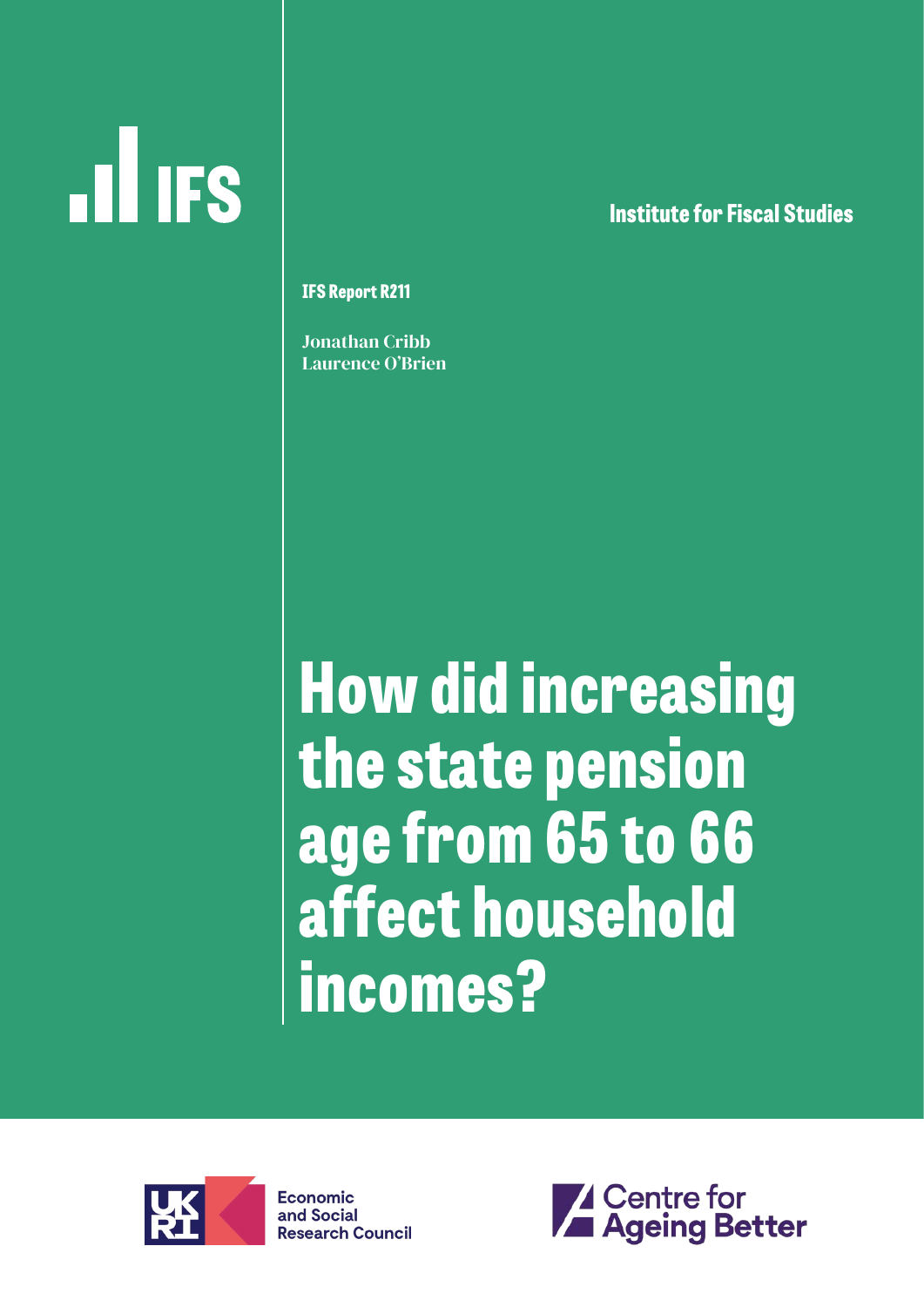IFS

Institute for Fiscal Studies

IFS Report R211

Jonathan Cribb
Laurence O'Brien

# How did increasing the state pension age from 65 to 66 affect household incomes?

Economic and Social Research Council

Centre for Ageing Better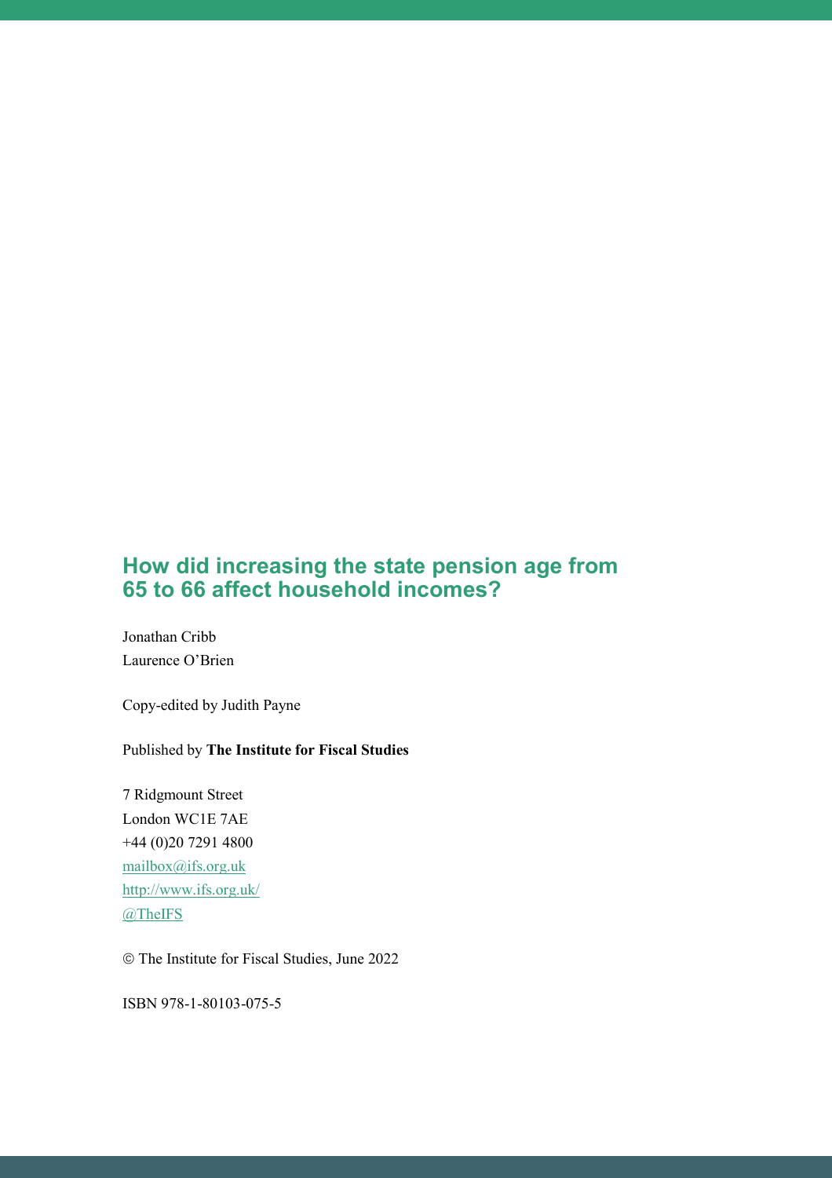## How did increasing the state pension age from 65 to 66 affect household incomes?

Jonathan Cribb
Laurence O'Brien

Copy-edited by Judith Payne

Published by **The Institute for Fiscal Studies**

7 Ridgmount Street
London WC1E 7AE
+44 (0)20 7291 4800
mailbox@ifs.org.uk
http://www.ifs.org.uk/
@TheIFS

© The Institute for Fiscal Studies, June 2022

ISBN 978-1-80103-075-5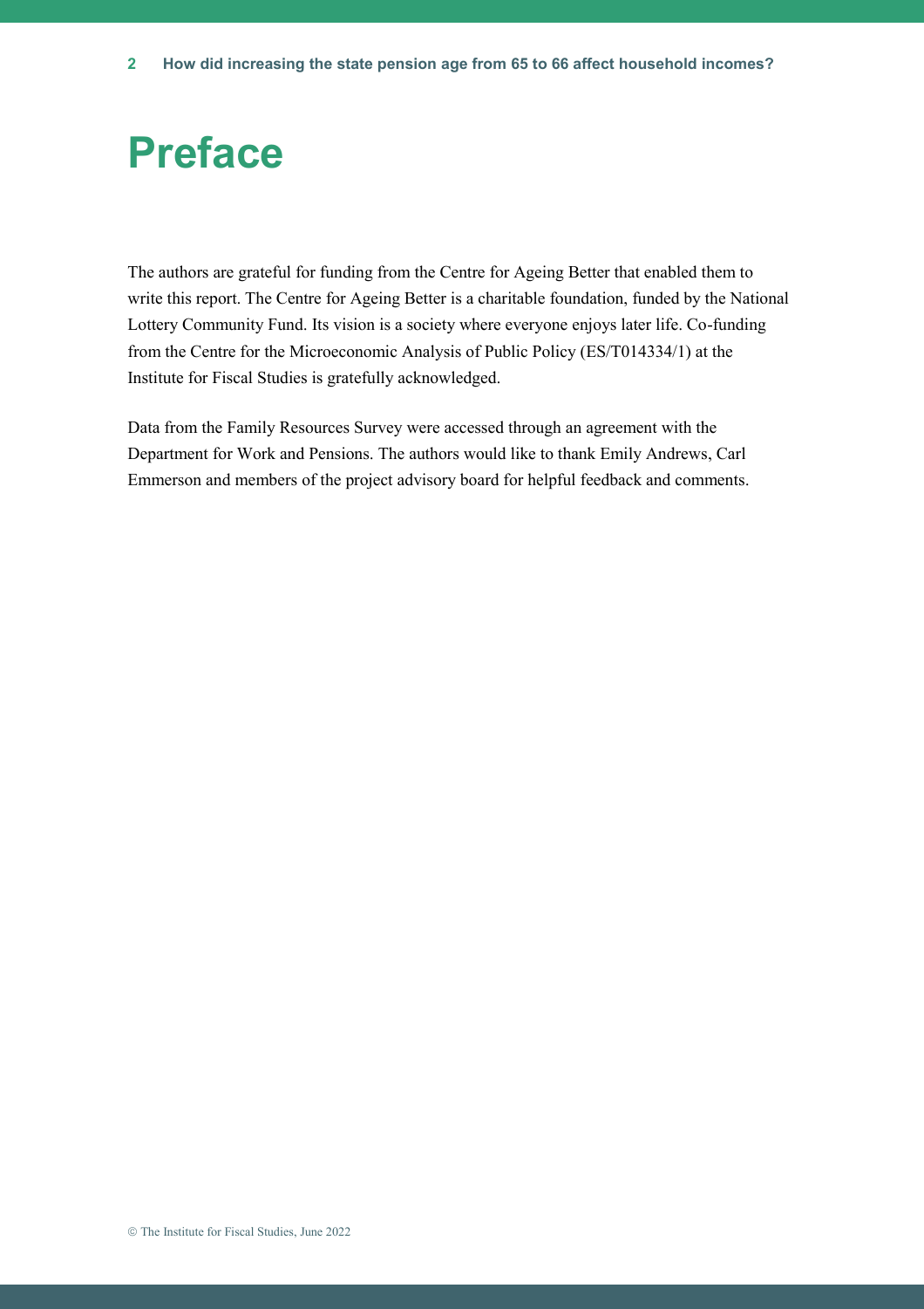# Preface

The authors are grateful for funding from the Centre for Ageing Better that enabled them to write this report. The Centre for Ageing Better is a charitable foundation, funded by the National Lottery Community Fund. Its vision is a society where everyone enjoys later life. Co-funding from the Centre for the Microeconomic Analysis of Public Policy (ES/T014334/1) at the Institute for Fiscal Studies is gratefully acknowledged.

Data from the Family Resources Survey were accessed through an agreement with the Department for Work and Pensions. The authors would like to thank Emily Andrews, Carl Emmerson and members of the project advisory board for helpful feedback and comments.

© The Institute for Fiscal Studies, June 2022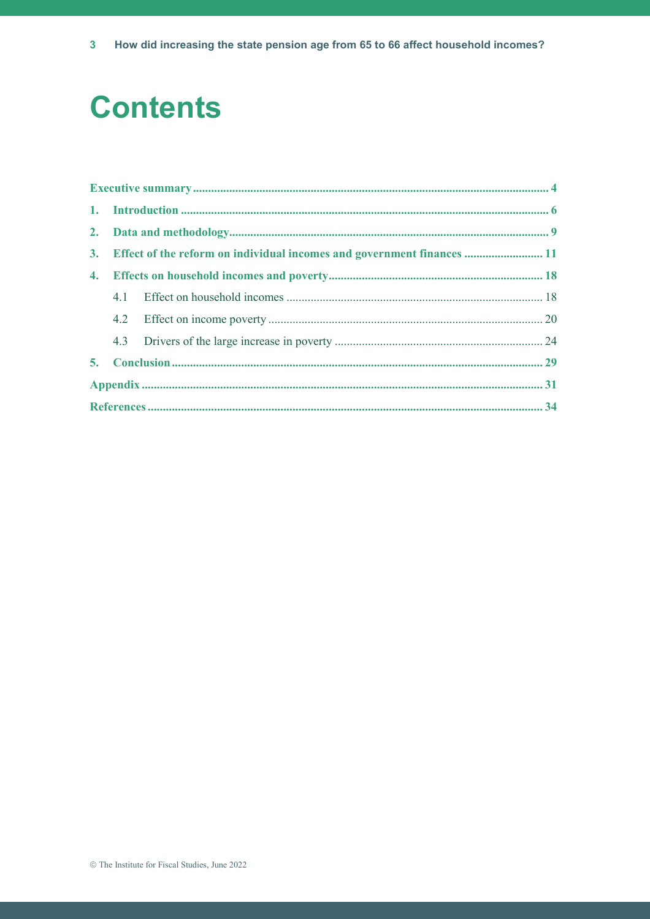# Contents

Executive summary ..... 4

1. Introduction ..... 6
2. Data and methodology ..... 9
3. Effect of the reform on individual incomes and government finances ..... 11
4. Effects on household incomes and poverty ..... 18
   - 4.1 Effect on household incomes ..... 18
   - 4.2 Effect on income poverty ..... 20
   - 4.3 Drivers of the large increase in poverty ..... 24
5. Conclusion ..... 29

Appendix ..... 31

References ..... 34

© The Institute for Fiscal Studies, June 2022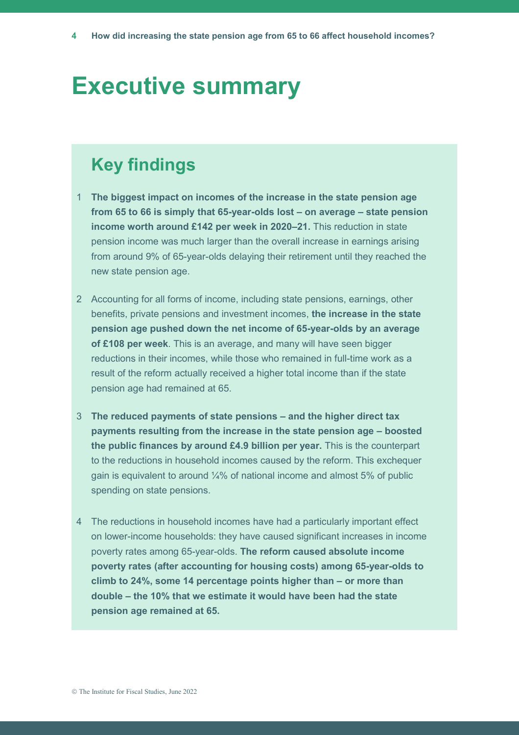# Executive summary

## Key findings

1. **The biggest impact on incomes of the increase in the state pension age from 65 to 66 is simply that 65-year-olds lost – on average – state pension income worth around £142 per week in 2020–21.** This reduction in state pension income was much larger than the overall increase in earnings arising from around 9% of 65-year-olds delaying their retirement until they reached the new state pension age.

2. Accounting for all forms of income, including state pensions, earnings, other benefits, private pensions and investment incomes, **the increase in the state pension age pushed down the net income of 65-year-olds by an average of £108 per week**. This is an average, and many will have seen bigger reductions in their incomes, while those who remained in full-time work as a result of the reform actually received a higher total income than if the state pension age had remained at 65.

3. **The reduced payments of state pensions – and the higher direct tax payments resulting from the increase in the state pension age – boosted the public finances by around £4.9 billion per year.** This is the counterpart to the reductions in household incomes caused by the reform. This exchequer gain is equivalent to around ¼% of national income and almost 5% of public spending on state pensions.

4. The reductions in household incomes have had a particularly important effect on lower-income households: they have caused significant increases in income poverty rates among 65-year-olds. **The reform caused absolute income poverty rates (after accounting for housing costs) among 65-year-olds to climb to 24%, some 14 percentage points higher than – or more than double – the 10% that we estimate it would have been had the state pension age remained at 65.**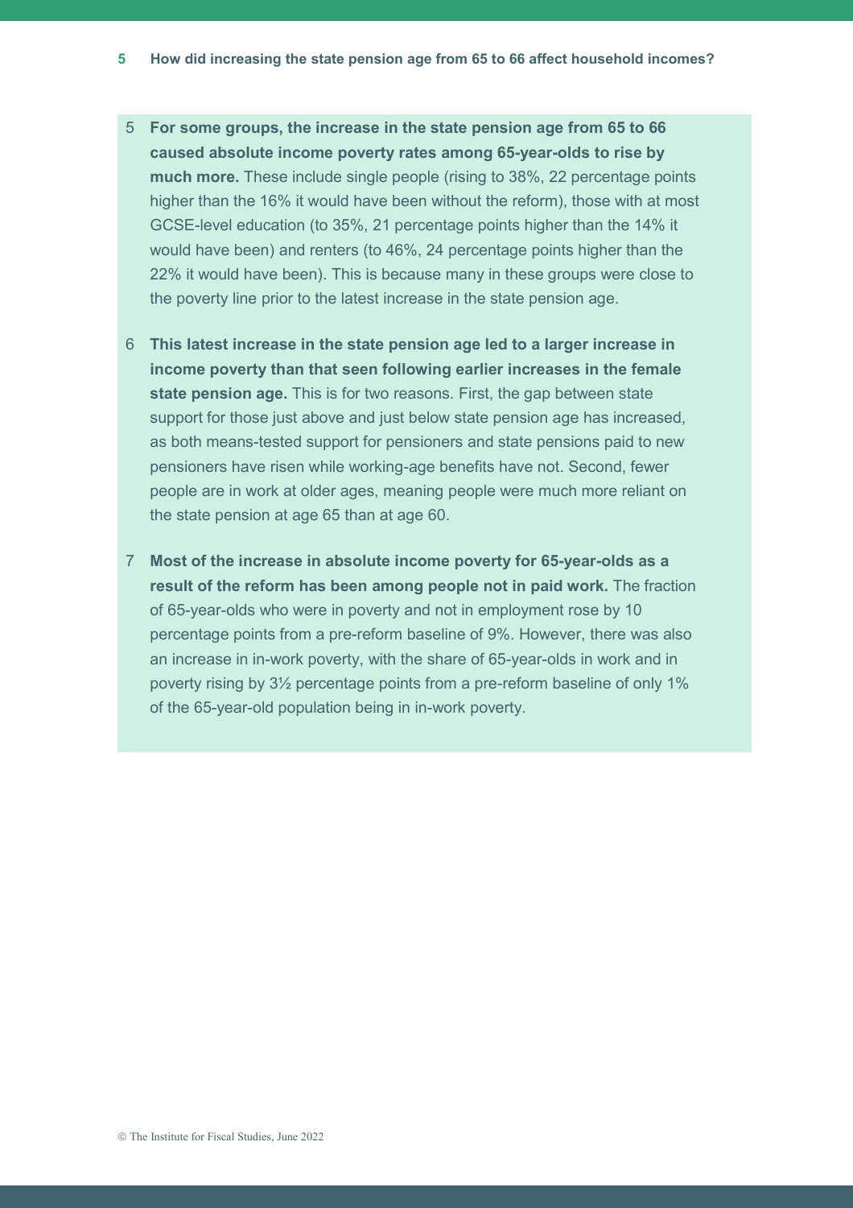5. **For some groups, the increase in the state pension age from 65 to 66 caused absolute income poverty rates among 65-year-olds to rise by much more.** These include single people (rising to 38%, 22 percentage points higher than the 16% it would have been without the reform), those with at most GCSE-level education (to 35%, 21 percentage points higher than the 14% it would have been) and renters (to 46%, 24 percentage points higher than the 22% it would have been). This is because many in these groups were close to the poverty line prior to the latest increase in the state pension age.

6. **This latest increase in the state pension age led to a larger increase in income poverty than that seen following earlier increases in the female state pension age.** This is for two reasons. First, the gap between state support for those just above and just below state pension age has increased, as both means-tested support for pensioners and state pensions paid to new pensioners have risen while working-age benefits have not. Second, fewer people are in work at older ages, meaning people were much more reliant on the state pension at age 65 than at age 60.

7. **Most of the increase in absolute income poverty for 65-year-olds as a result of the reform has been among people not in paid work.** The fraction of 65-year-olds who were in poverty and not in employment rose by 10 percentage points from a pre-reform baseline of 9%. However, there was also an increase in in-work poverty, with the share of 65-year-olds in work and in poverty rising by 3½ percentage points from a pre-reform baseline of only 1% of the 65-year-old population being in in-work poverty.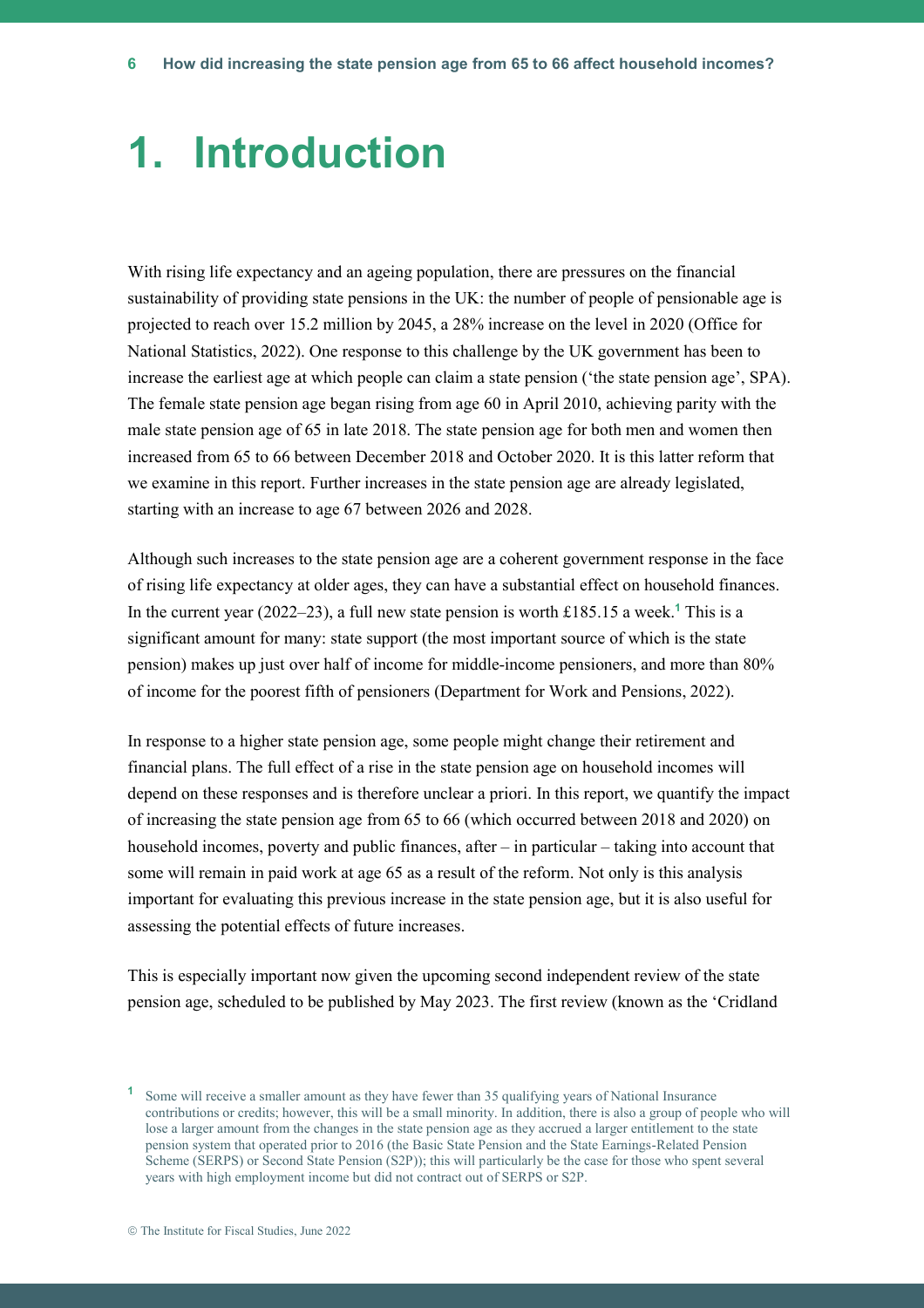# 1. Introduction

With rising life expectancy and an ageing population, there are pressures on the financial sustainability of providing state pensions in the UK: the number of people of pensionable age is projected to reach over 15.2 million by 2045, a 28% increase on the level in 2020 (Office for National Statistics, 2022). One response to this challenge by the UK government has been to increase the earliest age at which people can claim a state pension ('the state pension age', SPA). The female state pension age began rising from age 60 in April 2010, achieving parity with the male state pension age of 65 in late 2018. The state pension age for both men and women then increased from 65 to 66 between December 2018 and October 2020. It is this latter reform that we examine in this report. Further increases in the state pension age are already legislated, starting with an increase to age 67 between 2026 and 2028.

Although such increases to the state pension age are a coherent government response in the face of rising life expectancy at older ages, they can have a substantial effect on household finances. In the current year (2022–23), a full new state pension is worth £185.15 a week.[1] This is a significant amount for many: state support (the most important source of which is the state pension) makes up just over half of income for middle-income pensioners, and more than 80% of income for the poorest fifth of pensioners (Department for Work and Pensions, 2022).

In response to a higher state pension age, some people might change their retirement and financial plans. The full effect of a rise in the state pension age on household incomes will depend on these responses and is therefore unclear a priori. In this report, we quantify the impact of increasing the state pension age from 65 to 66 (which occurred between 2018 and 2020) on household incomes, poverty and public finances, after – in particular – taking into account that some will remain in paid work at age 65 as a result of the reform. Not only is this analysis important for evaluating this previous increase in the state pension age, but it is also useful for assessing the potential effects of future increases.

This is especially important now given the upcoming second independent review of the state pension age, scheduled to be published by May 2023. The first review (known as the 'Cridland

[1] Some will receive a smaller amount as they have fewer than 35 qualifying years of National Insurance contributions or credits; however, this will be a small minority. In addition, there is also a group of people who will lose a larger amount from the changes in the state pension age as they accrued a larger entitlement to the state pension system that operated prior to 2016 (the Basic State Pension and the State Earnings-Related Pension Scheme (SERPS) or Second State Pension (S2P)); this will particularly be the case for those who spent several years with high employment income but did not contract out of SERPS or S2P.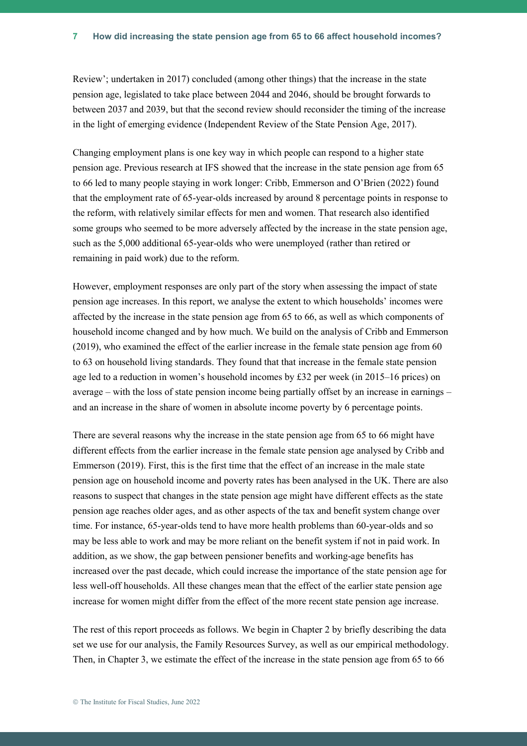Review'; undertaken in 2017) concluded (among other things) that the increase in the state pension age, legislated to take place between 2044 and 2046, should be brought forwards to between 2037 and 2039, but that the second review should reconsider the timing of the increase in the light of emerging evidence (Independent Review of the State Pension Age, 2017).

Changing employment plans is one key way in which people can respond to a higher state pension age. Previous research at IFS showed that the increase in the state pension age from 65 to 66 led to many people staying in work longer: Cribb, Emmerson and O'Brien (2022) found that the employment rate of 65-year-olds increased by around 8 percentage points in response to the reform, with relatively similar effects for men and women. That research also identified some groups who seemed to be more adversely affected by the increase in the state pension age, such as the 5,000 additional 65-year-olds who were unemployed (rather than retired or remaining in paid work) due to the reform.

However, employment responses are only part of the story when assessing the impact of state pension age increases. In this report, we analyse the extent to which households' incomes were affected by the increase in the state pension age from 65 to 66, as well as which components of household income changed and by how much. We build on the analysis of Cribb and Emmerson (2019), who examined the effect of the earlier increase in the female state pension age from 60 to 63 on household living standards. They found that that increase in the female state pension age led to a reduction in women's household incomes by £32 per week (in 2015–16 prices) on average – with the loss of state pension income being partially offset by an increase in earnings – and an increase in the share of women in absolute income poverty by 6 percentage points.

There are several reasons why the increase in the state pension age from 65 to 66 might have different effects from the earlier increase in the female state pension age analysed by Cribb and Emmerson (2019). First, this is the first time that the effect of an increase in the male state pension age on household income and poverty rates has been analysed in the UK. There are also reasons to suspect that changes in the state pension age might have different effects as the state pension age reaches older ages, and as other aspects of the tax and benefit system change over time. For instance, 65-year-olds tend to have more health problems than 60-year-olds and so may be less able to work and may be more reliant on the benefit system if not in paid work. In addition, as we show, the gap between pensioner benefits and working-age benefits has increased over the past decade, which could increase the importance of the state pension age for less well-off households. All these changes mean that the effect of the earlier state pension age increase for women might differ from the effect of the more recent state pension age increase.

The rest of this report proceeds as follows. We begin in Chapter 2 by briefly describing the data set we use for our analysis, the Family Resources Survey, as well as our empirical methodology. Then, in Chapter 3, we estimate the effect of the increase in the state pension age from 65 to 66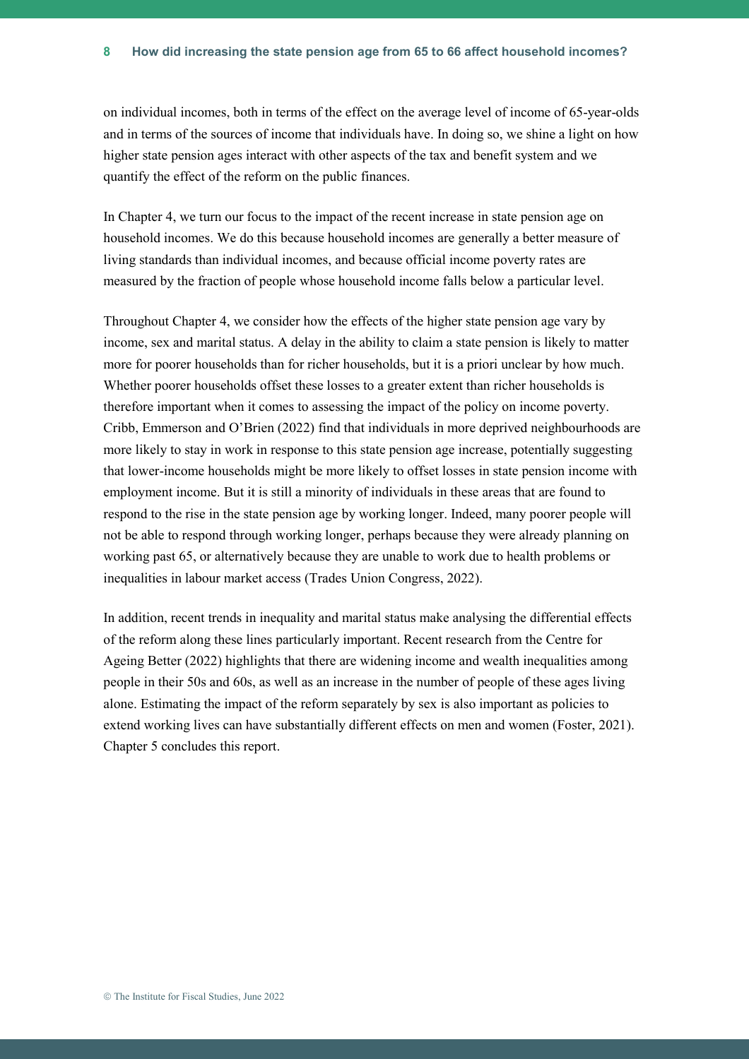on individual incomes, both in terms of the effect on the average level of income of 65-year-olds and in terms of the sources of income that individuals have. In doing so, we shine a light on how higher state pension ages interact with other aspects of the tax and benefit system and we quantify the effect of the reform on the public finances.

In Chapter 4, we turn our focus to the impact of the recent increase in state pension age on household incomes. We do this because household incomes are generally a better measure of living standards than individual incomes, and because official income poverty rates are measured by the fraction of people whose household income falls below a particular level.

Throughout Chapter 4, we consider how the effects of the higher state pension age vary by income, sex and marital status. A delay in the ability to claim a state pension is likely to matter more for poorer households than for richer households, but it is a priori unclear by how much. Whether poorer households offset these losses to a greater extent than richer households is therefore important when it comes to assessing the impact of the policy on income poverty. Cribb, Emmerson and O'Brien (2022) find that individuals in more deprived neighbourhoods are more likely to stay in work in response to this state pension age increase, potentially suggesting that lower-income households might be more likely to offset losses in state pension income with employment income. But it is still a minority of individuals in these areas that are found to respond to the rise in the state pension age by working longer. Indeed, many poorer people will not be able to respond through working longer, perhaps because they were already planning on working past 65, or alternatively because they are unable to work due to health problems or inequalities in labour market access (Trades Union Congress, 2022).

In addition, recent trends in inequality and marital status make analysing the differential effects of the reform along these lines particularly important. Recent research from the Centre for Ageing Better (2022) highlights that there are widening income and wealth inequalities among people in their 50s and 60s, as well as an increase in the number of people of these ages living alone. Estimating the impact of the reform separately by sex is also important as policies to extend working lives can have substantially different effects on men and women (Foster, 2021). Chapter 5 concludes this report.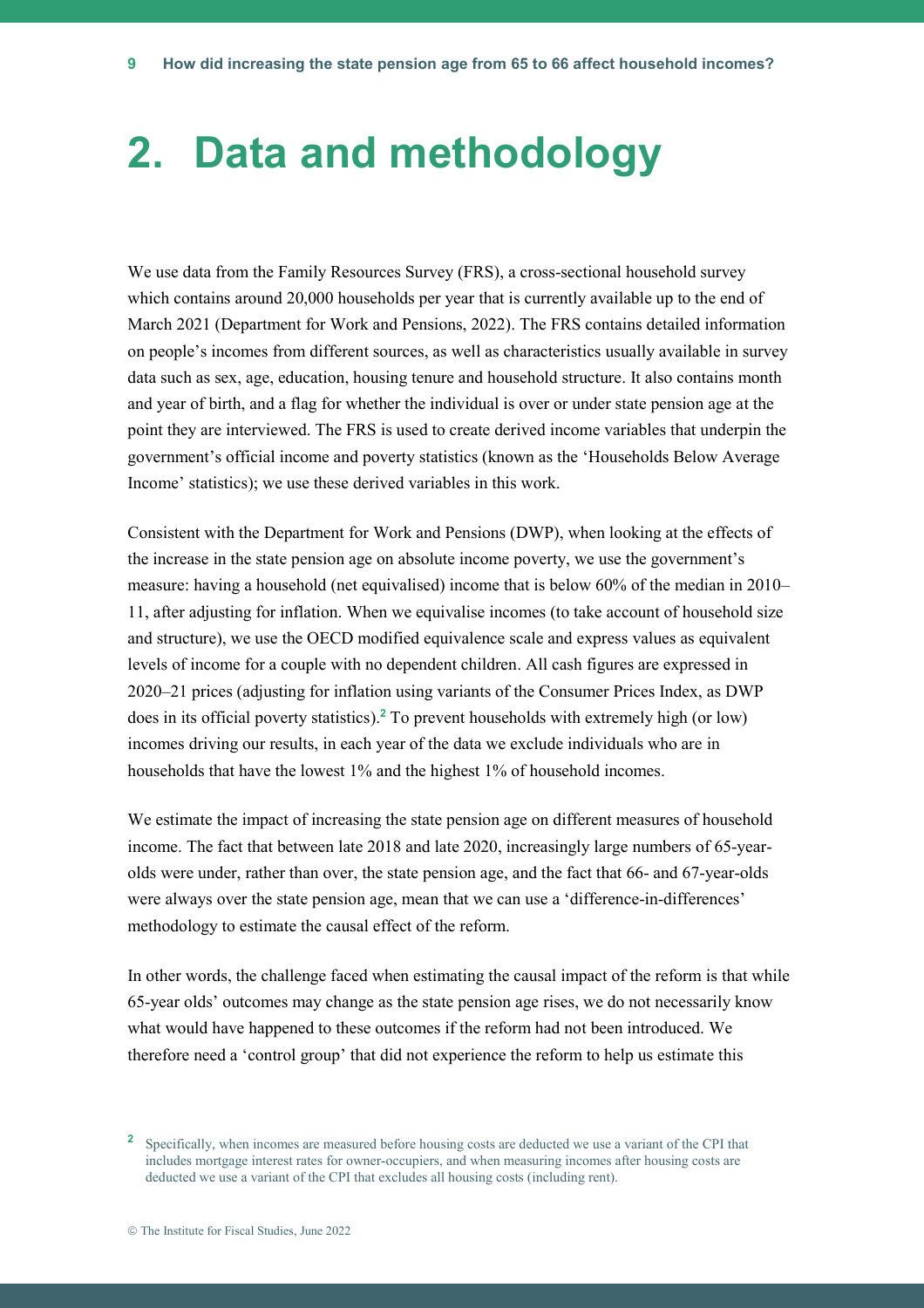# 2. Data and methodology

We use data from the Family Resources Survey (FRS), a cross-sectional household survey which contains around 20,000 households per year that is currently available up to the end of March 2021 (Department for Work and Pensions, 2022). The FRS contains detailed information on people's incomes from different sources, as well as characteristics usually available in survey data such as sex, age, education, housing tenure and household structure. It also contains month and year of birth, and a flag for whether the individual is over or under state pension age at the point they are interviewed. The FRS is used to create derived income variables that underpin the government's official income and poverty statistics (known as the 'Households Below Average Income' statistics); we use these derived variables in this work.

Consistent with the Department for Work and Pensions (DWP), when looking at the effects of the increase in the state pension age on absolute income poverty, we use the government's measure: having a household (net equivalised) income that is below 60% of the median in 2010–11, after adjusting for inflation. When we equivalise incomes (to take account of household size and structure), we use the OECD modified equivalence scale and express values as equivalent levels of income for a couple with no dependent children. All cash figures are expressed in 2020–21 prices (adjusting for inflation using variants of the Consumer Prices Index, as DWP does in its official poverty statistics).[2] To prevent households with extremely high (or low) incomes driving our results, in each year of the data we exclude individuals who are in households that have the lowest 1% and the highest 1% of household incomes.

We estimate the impact of increasing the state pension age on different measures of household income. The fact that between late 2018 and late 2020, increasingly large numbers of 65-year-olds were under, rather than over, the state pension age, and the fact that 66- and 67-year-olds were always over the state pension age, mean that we can use a 'difference-in-differences' methodology to estimate the causal effect of the reform.

In other words, the challenge faced when estimating the causal impact of the reform is that while 65-year olds' outcomes may change as the state pension age rises, we do not necessarily know what would have happened to these outcomes if the reform had not been introduced. We therefore need a 'control group' that did not experience the reform to help us estimate this

[2] Specifically, when incomes are measured before housing costs are deducted we use a variant of the CPI that includes mortgage interest rates for owner-occupiers, and when measuring incomes after housing costs are deducted we use a variant of the CPI that excludes all housing costs (including rent).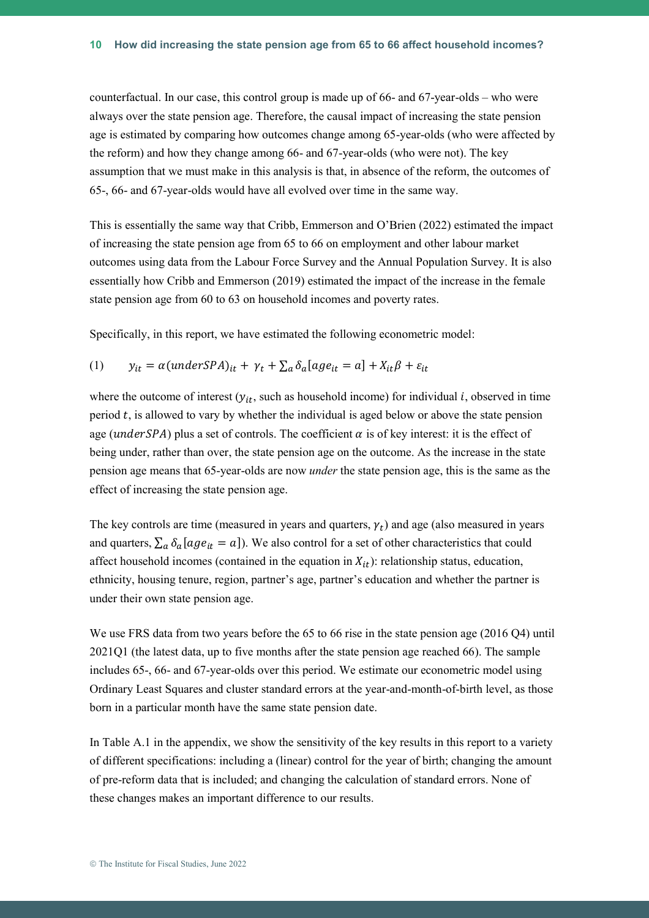counterfactual. In our case, this control group is made up of 66- and 67-year-olds – who were always over the state pension age. Therefore, the causal impact of increasing the state pension age is estimated by comparing how outcomes change among 65-year-olds (who were affected by the reform) and how they change among 66- and 67-year-olds (who were not). The key assumption that we must make in this analysis is that, in absence of the reform, the outcomes of 65-, 66- and 67-year-olds would have all evolved over time in the same way.

This is essentially the same way that Cribb, Emmerson and O'Brien (2022) estimated the impact of increasing the state pension age from 65 to 66 on employment and other labour market outcomes using data from the Labour Force Survey and the Annual Population Survey. It is also essentially how Cribb and Emmerson (2019) estimated the impact of the increase in the female state pension age from 60 to 63 on household incomes and poverty rates.

Specifically, in this report, we have estimated the following econometric model:

$$(1) \qquad y_{it} = \alpha(underSPA)_{it} + \gamma_t + \sum_a \delta_a [age_{it} = a] + X_{it}\beta + \varepsilon_{it}$$

where the outcome of interest ($y_{it}$, such as household income) for individual $i$, observed in time period $t$, is allowed to vary by whether the individual is aged below or above the state pension age ($underSPA$) plus a set of controls. The coefficient $\alpha$ is of key interest: it is the effect of being under, rather than over, the state pension age on the outcome. As the increase in the state pension age means that 65-year-olds are now *under* the state pension age, this is the same as the effect of increasing the state pension age.

The key controls are time (measured in years and quarters, $\gamma_t$) and age (also measured in years and quarters, $\sum_a \delta_a [age_{it} = a]$). We also control for a set of other characteristics that could affect household incomes (contained in the equation in $X_{it}$): relationship status, education, ethnicity, housing tenure, region, partner's age, partner's education and whether the partner is under their own state pension age.

We use FRS data from two years before the 65 to 66 rise in the state pension age (2016 Q4) until 2021Q1 (the latest data, up to five months after the state pension age reached 66). The sample includes 65-, 66- and 67-year-olds over this period. We estimate our econometric model using Ordinary Least Squares and cluster standard errors at the year-and-month-of-birth level, as those born in a particular month have the same state pension date.

In Table A.1 in the appendix, we show the sensitivity of the key results in this report to a variety of different specifications: including a (linear) control for the year of birth; changing the amount of pre-reform data that is included; and changing the calculation of standard errors. None of these changes makes an important difference to our results.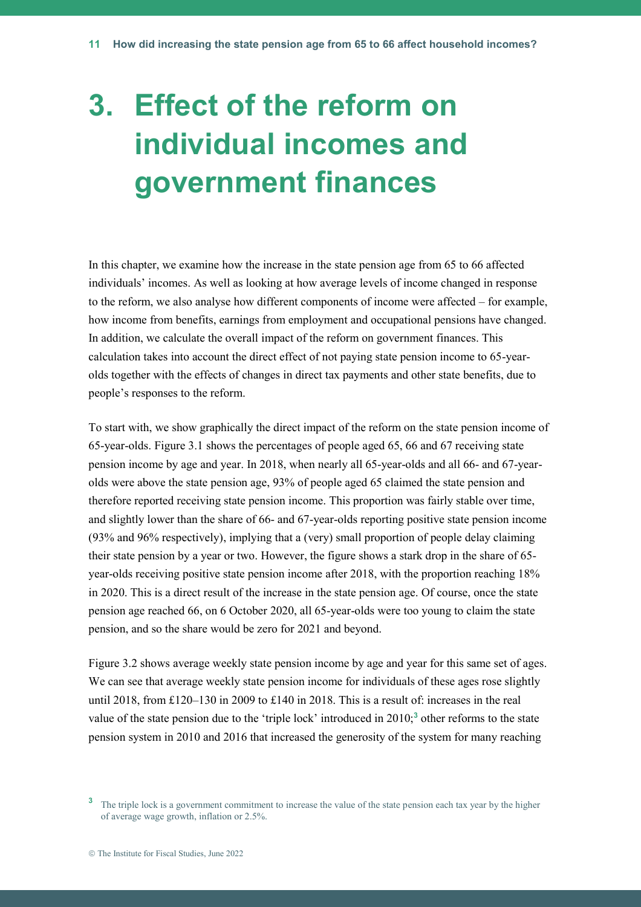# 3. Effect of the reform on individual incomes and government finances

In this chapter, we examine how the increase in the state pension age from 65 to 66 affected individuals' incomes. As well as looking at how average levels of income changed in response to the reform, we also analyse how different components of income were affected – for example, how income from benefits, earnings from employment and occupational pensions have changed. In addition, we calculate the overall impact of the reform on government finances. This calculation takes into account the direct effect of not paying state pension income to 65-year-olds together with the effects of changes in direct tax payments and other state benefits, due to people's responses to the reform.

To start with, we show graphically the direct impact of the reform on the state pension income of 65-year-olds. Figure 3.1 shows the percentages of people aged 65, 66 and 67 receiving state pension income by age and year. In 2018, when nearly all 65-year-olds and all 66- and 67-year-olds were above the state pension age, 93% of people aged 65 claimed the state pension and therefore reported receiving state pension income. This proportion was fairly stable over time, and slightly lower than the share of 66- and 67-year-olds reporting positive state pension income (93% and 96% respectively), implying that a (very) small proportion of people delay claiming their state pension by a year or two. However, the figure shows a stark drop in the share of 65-year-olds receiving positive state pension income after 2018, with the proportion reaching 18% in 2020. This is a direct result of the increase in the state pension age. Of course, once the state pension age reached 66, on 6 October 2020, all 65-year-olds were too young to claim the state pension, and so the share would be zero for 2021 and beyond.

Figure 3.2 shows average weekly state pension income by age and year for this same set of ages. We can see that average weekly state pension income for individuals of these ages rose slightly until 2018, from £120–130 in 2009 to £140 in 2018. This is a result of: increases in the real value of the state pension due to the 'triple lock' introduced in 2010;[3] other reforms to the state pension system in 2010 and 2016 that increased the generosity of the system for many reaching

[3] The triple lock is a government commitment to increase the value of the state pension each tax year by the higher of average wage growth, inflation or 2.5%.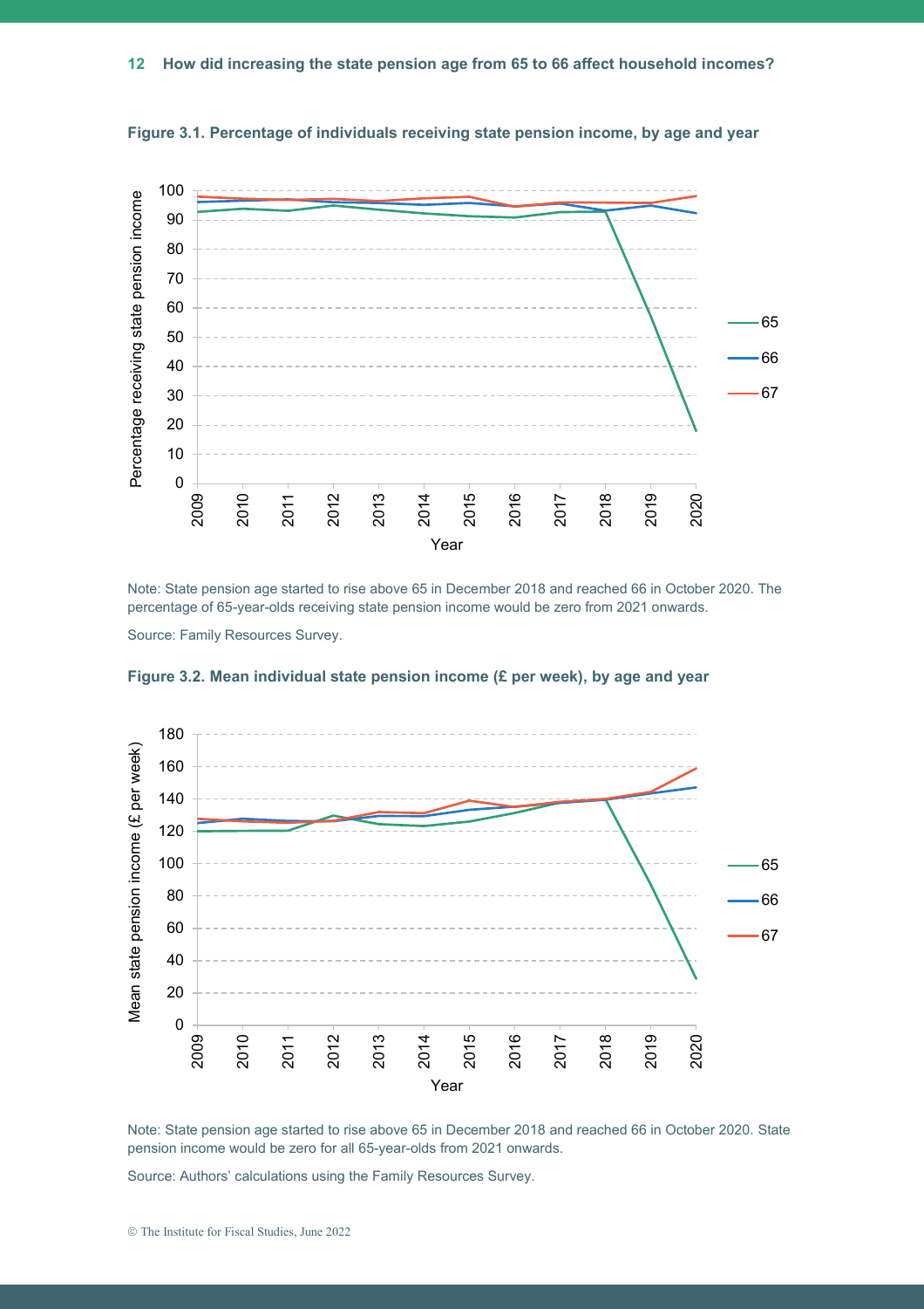**Figure 3.1. Percentage of individuals receiving state pension income, by age and year**

Note: State pension age started to rise above 65 in December 2018 and reached 66 in October 2020. The percentage of 65-year-olds receiving state pension income would be zero from 2021 onwards.

Source: Family Resources Survey.

**Figure 3.2. Mean individual state pension income (£ per week), by age and year**

Note: State pension age started to rise above 65 in December 2018 and reached 66 in October 2020. State pension income would be zero for all 65-year-olds from 2021 onwards.

Source: Authors' calculations using the Family Resources Survey.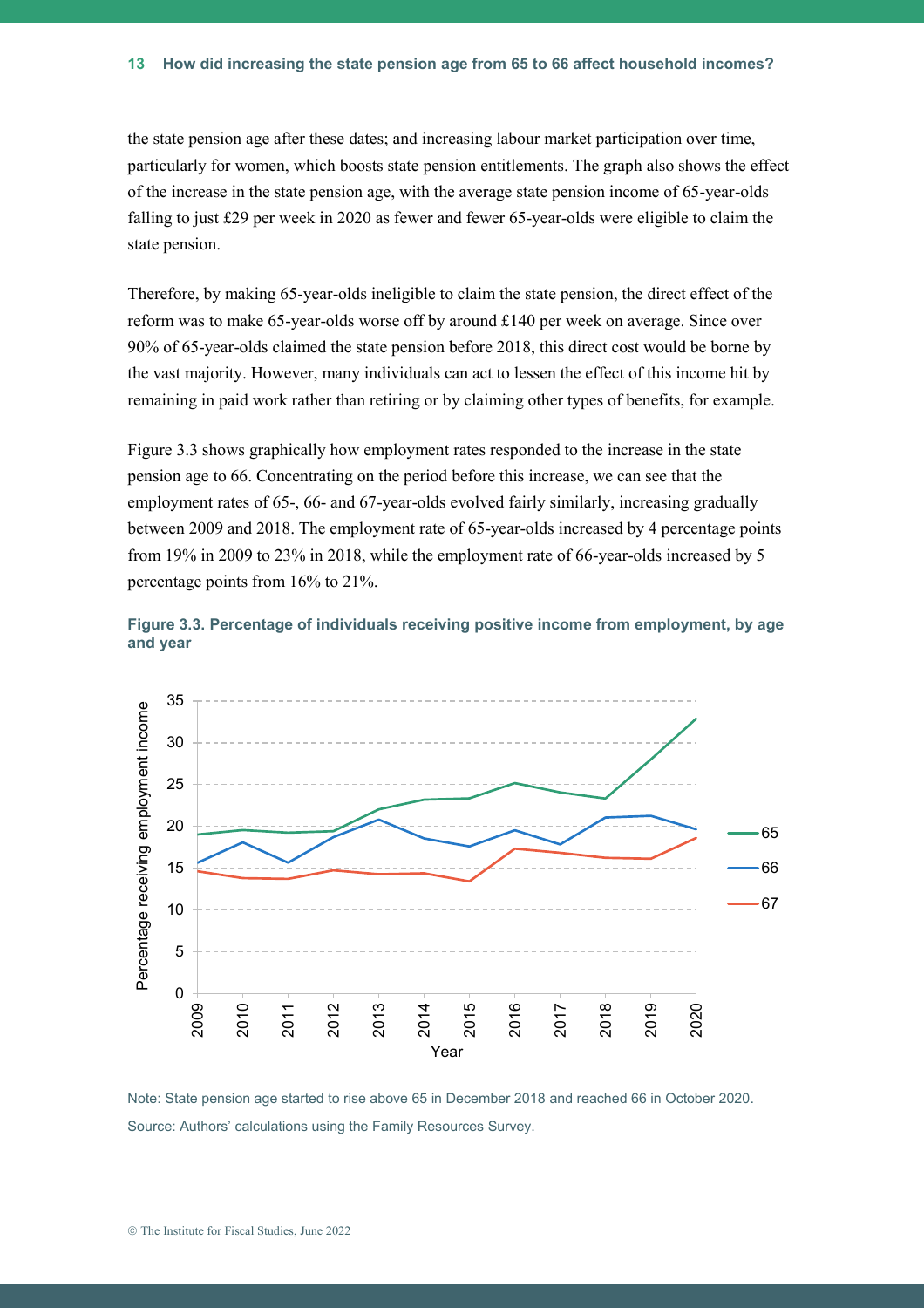the state pension age after these dates; and increasing labour market participation over time, particularly for women, which boosts state pension entitlements. The graph also shows the effect of the increase in the state pension age, with the average state pension income of 65-year-olds falling to just £29 per week in 2020 as fewer and fewer 65-year-olds were eligible to claim the state pension.

Therefore, by making 65-year-olds ineligible to claim the state pension, the direct effect of the reform was to make 65-year-olds worse off by around £140 per week on average. Since over 90% of 65-year-olds claimed the state pension before 2018, this direct cost would be borne by the vast majority. However, many individuals can act to lessen the effect of this income hit by remaining in paid work rather than retiring or by claiming other types of benefits, for example.

Figure 3.3 shows graphically how employment rates responded to the increase in the state pension age to 66. Concentrating on the period before this increase, we can see that the employment rates of 65-, 66- and 67-year-olds evolved fairly similarly, increasing gradually between 2009 and 2018. The employment rate of 65-year-olds increased by 4 percentage points from 19% in 2009 to 23% in 2018, while the employment rate of 66-year-olds increased by 5 percentage points from 16% to 21%.

**Figure 3.3. Percentage of individuals receiving positive income from employment, by age and year**

Note: State pension age started to rise above 65 in December 2018 and reached 66 in October 2020.

Source: Authors' calculations using the Family Resources Survey.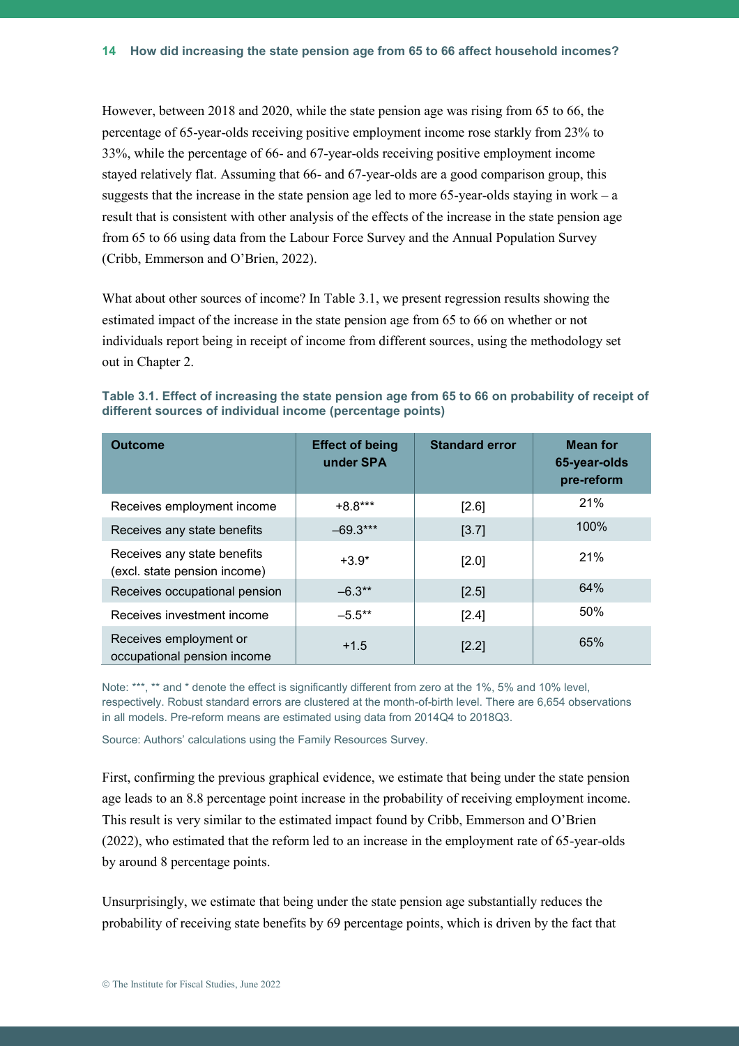However, between 2018 and 2020, while the state pension age was rising from 65 to 66, the percentage of 65-year-olds receiving positive employment income rose starkly from 23% to 33%, while the percentage of 66- and 67-year-olds receiving positive employment income stayed relatively flat. Assuming that 66- and 67-year-olds are a good comparison group, this suggests that the increase in the state pension age led to more 65-year-olds staying in work – a result that is consistent with other analysis of the effects of the increase in the state pension age from 65 to 66 using data from the Labour Force Survey and the Annual Population Survey (Cribb, Emmerson and O'Brien, 2022).

What about other sources of income? In Table 3.1, we present regression results showing the estimated impact of the increase in the state pension age from 65 to 66 on whether or not individuals report being in receipt of income from different sources, using the methodology set out in Chapter 2.

**Table 3.1. Effect of increasing the state pension age from 65 to 66 on probability of receipt of different sources of individual income (percentage points)**

| Outcome | Effect of being under SPA | Standard error | Mean for 65-year-olds pre-reform |
|---|---|---|---|
| Receives employment income | +8.8*** | [2.6] | 21% |
| Receives any state benefits | –69.3*** | [3.7] | 100% |
| Receives any state benefits (excl. state pension income) | +3.9* | [2.0] | 21% |
| Receives occupational pension | –6.3** | [2.5] | 64% |
| Receives investment income | –5.5** | [2.4] | 50% |
| Receives employment or occupational pension income | +1.5 | [2.2] | 65% |

Note: ***, ** and * denote the effect is significantly different from zero at the 1%, 5% and 10% level, respectively. Robust standard errors are clustered at the month-of-birth level. There are 6,654 observations in all models. Pre-reform means are estimated using data from 2014Q4 to 2018Q3.

Source: Authors' calculations using the Family Resources Survey.

First, confirming the previous graphical evidence, we estimate that being under the state pension age leads to an 8.8 percentage point increase in the probability of receiving employment income. This result is very similar to the estimated impact found by Cribb, Emmerson and O'Brien (2022), who estimated that the reform led to an increase in the employment rate of 65-year-olds by around 8 percentage points.

Unsurprisingly, we estimate that being under the state pension age substantially reduces the probability of receiving state benefits by 69 percentage points, which is driven by the fact that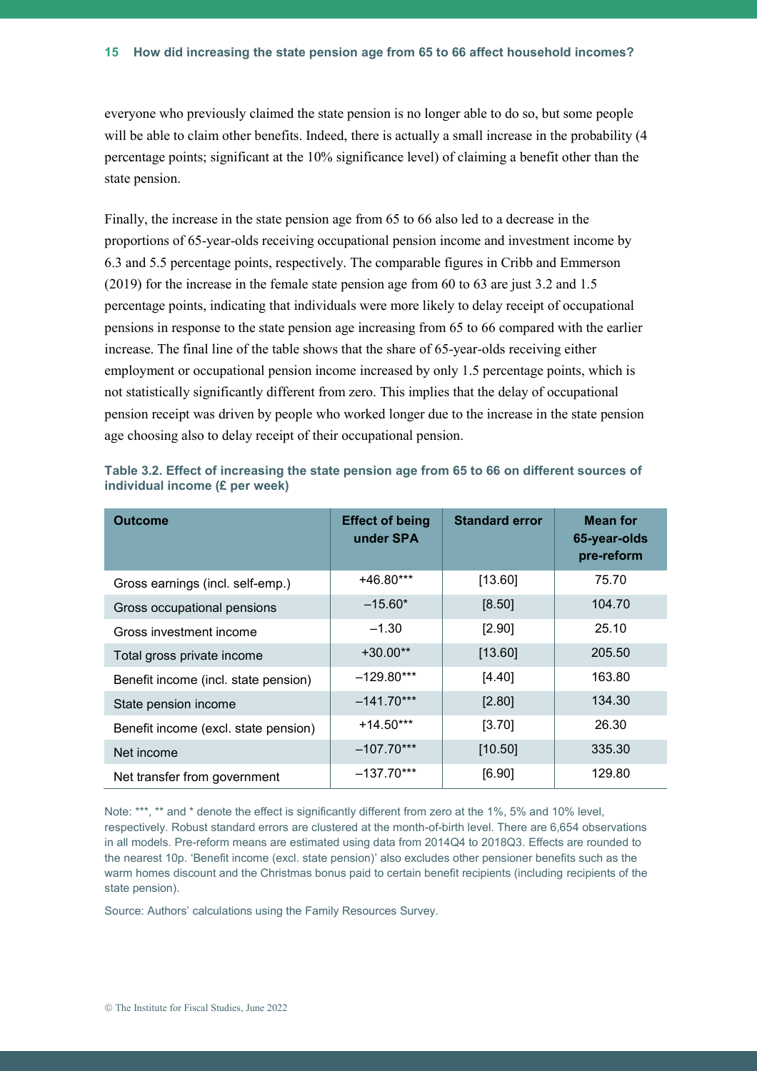everyone who previously claimed the state pension is no longer able to do so, but some people will be able to claim other benefits. Indeed, there is actually a small increase in the probability (4 percentage points; significant at the 10% significance level) of claiming a benefit other than the state pension.

Finally, the increase in the state pension age from 65 to 66 also led to a decrease in the proportions of 65-year-olds receiving occupational pension income and investment income by 6.3 and 5.5 percentage points, respectively. The comparable figures in Cribb and Emmerson (2019) for the increase in the female state pension age from 60 to 63 are just 3.2 and 1.5 percentage points, indicating that individuals were more likely to delay receipt of occupational pensions in response to the state pension age increasing from 65 to 66 compared with the earlier increase. The final line of the table shows that the share of 65-year-olds receiving either employment or occupational pension income increased by only 1.5 percentage points, which is not statistically significantly different from zero. This implies that the delay of occupational pension receipt was driven by people who worked longer due to the increase in the state pension age choosing also to delay receipt of their occupational pension.

**Table 3.2. Effect of increasing the state pension age from 65 to 66 on different sources of individual income (£ per week)**

| Outcome | Effect of being under SPA | Standard error | Mean for 65-year-olds pre-reform |
|---|---|---|---|
| Gross earnings (incl. self-emp.) | +46.80*** | [13.60] | 75.70 |
| Gross occupational pensions | –15.60* | [8.50] | 104.70 |
| Gross investment income | –1.30 | [2.90] | 25.10 |
| Total gross private income | +30.00** | [13.60] | 205.50 |
| Benefit income (incl. state pension) | –129.80*** | [4.40] | 163.80 |
| State pension income | –141.70*** | [2.80] | 134.30 |
| Benefit income (excl. state pension) | +14.50*** | [3.70] | 26.30 |
| Net income | –107.70*** | [10.50] | 335.30 |
| Net transfer from government | –137.70*** | [6.90] | 129.80 |

Note: ***, ** and * denote the effect is significantly different from zero at the 1%, 5% and 10% level, respectively. Robust standard errors are clustered at the month-of-birth level. There are 6,654 observations in all models. Pre-reform means are estimated using data from 2014Q4 to 2018Q3. Effects are rounded to the nearest 10p. 'Benefit income (excl. state pension)' also excludes other pensioner benefits such as the warm homes discount and the Christmas bonus paid to certain benefit recipients (including recipients of the state pension).

Source: Authors' calculations using the Family Resources Survey.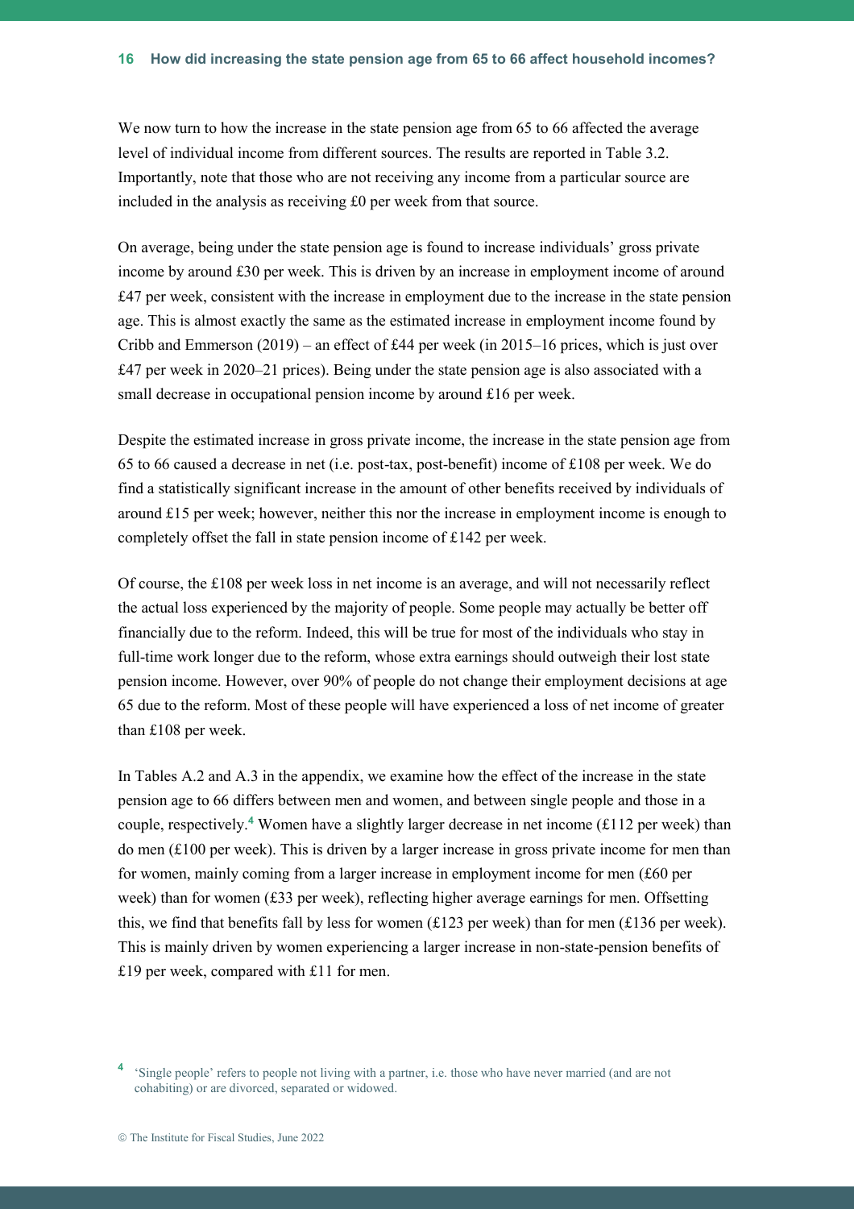We now turn to how the increase in the state pension age from 65 to 66 affected the average level of individual income from different sources. The results are reported in Table 3.2. Importantly, note that those who are not receiving any income from a particular source are included in the analysis as receiving £0 per week from that source.

On average, being under the state pension age is found to increase individuals' gross private income by around £30 per week. This is driven by an increase in employment income of around £47 per week, consistent with the increase in employment due to the increase in the state pension age. This is almost exactly the same as the estimated increase in employment income found by Cribb and Emmerson (2019) – an effect of £44 per week (in 2015–16 prices, which is just over £47 per week in 2020–21 prices). Being under the state pension age is also associated with a small decrease in occupational pension income by around £16 per week.

Despite the estimated increase in gross private income, the increase in the state pension age from 65 to 66 caused a decrease in net (i.e. post-tax, post-benefit) income of £108 per week. We do find a statistically significant increase in the amount of other benefits received by individuals of around £15 per week; however, neither this nor the increase in employment income is enough to completely offset the fall in state pension income of £142 per week.

Of course, the £108 per week loss in net income is an average, and will not necessarily reflect the actual loss experienced by the majority of people. Some people may actually be better off financially due to the reform. Indeed, this will be true for most of the individuals who stay in full-time work longer due to the reform, whose extra earnings should outweigh their lost state pension income. However, over 90% of people do not change their employment decisions at age 65 due to the reform. Most of these people will have experienced a loss of net income of greater than £108 per week.

In Tables A.2 and A.3 in the appendix, we examine how the effect of the increase in the state pension age to 66 differs between men and women, and between single people and those in a couple, respectively.[4] Women have a slightly larger decrease in net income (£112 per week) than do men (£100 per week). This is driven by a larger increase in gross private income for men than for women, mainly coming from a larger increase in employment income for men (£60 per week) than for women (£33 per week), reflecting higher average earnings for men. Offsetting this, we find that benefits fall by less for women (£123 per week) than for men (£136 per week). This is mainly driven by women experiencing a larger increase in non-state-pension benefits of £19 per week, compared with £11 for men.

[4] 'Single people' refers to people not living with a partner, i.e. those who have never married (and are not cohabiting) or are divorced, separated or widowed.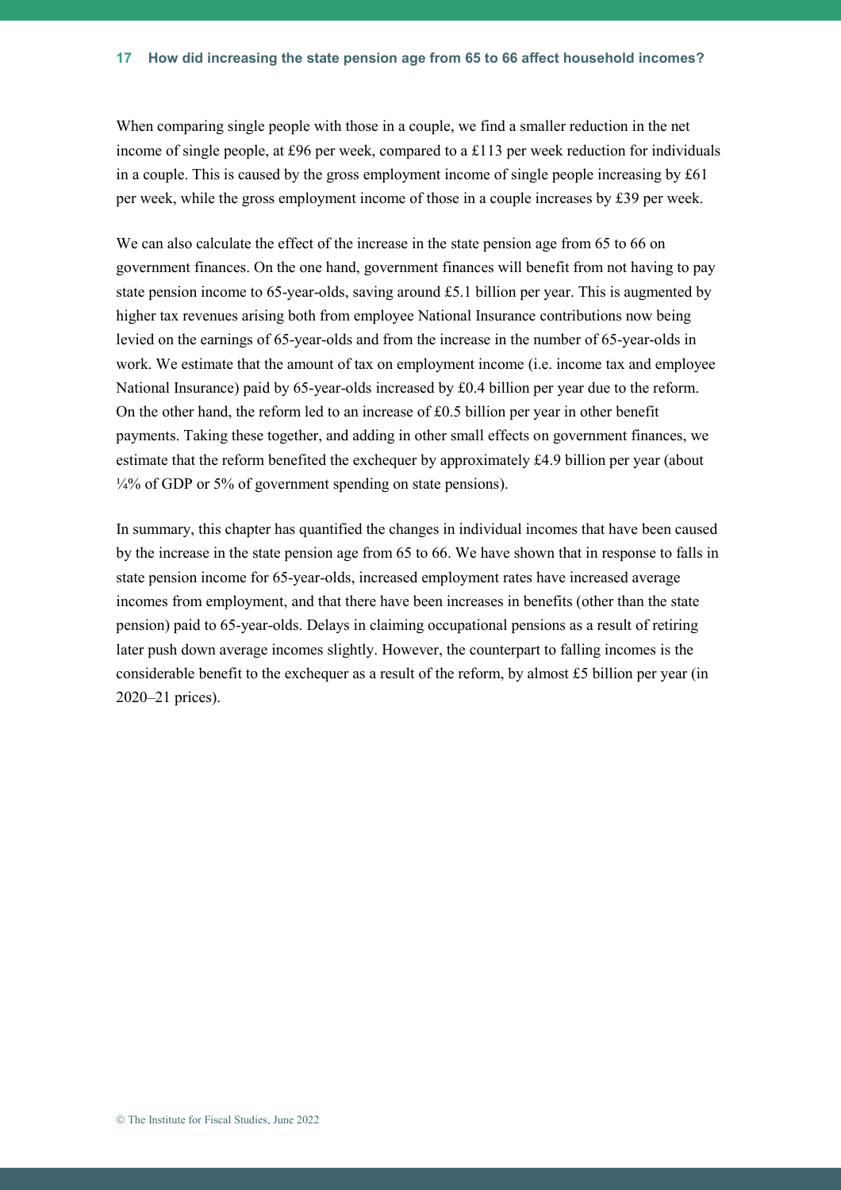When comparing single people with those in a couple, we find a smaller reduction in the net income of single people, at £96 per week, compared to a £113 per week reduction for individuals in a couple. This is caused by the gross employment income of single people increasing by £61 per week, while the gross employment income of those in a couple increases by £39 per week.

We can also calculate the effect of the increase in the state pension age from 65 to 66 on government finances. On the one hand, government finances will benefit from not having to pay state pension income to 65-year-olds, saving around £5.1 billion per year. This is augmented by higher tax revenues arising both from employee National Insurance contributions now being levied on the earnings of 65-year-olds and from the increase in the number of 65-year-olds in work. We estimate that the amount of tax on employment income (i.e. income tax and employee National Insurance) paid by 65-year-olds increased by £0.4 billion per year due to the reform. On the other hand, the reform led to an increase of £0.5 billion per year in other benefit payments. Taking these together, and adding in other small effects on government finances, we estimate that the reform benefited the exchequer by approximately £4.9 billion per year (about ¼% of GDP or 5% of government spending on state pensions).

In summary, this chapter has quantified the changes in individual incomes that have been caused by the increase in the state pension age from 65 to 66. We have shown that in response to falls in state pension income for 65-year-olds, increased employment rates have increased average incomes from employment, and that there have been increases in benefits (other than the state pension) paid to 65-year-olds. Delays in claiming occupational pensions as a result of retiring later push down average incomes slightly. However, the counterpart to falling incomes is the considerable benefit to the exchequer as a result of the reform, by almost £5 billion per year (in 2020–21 prices).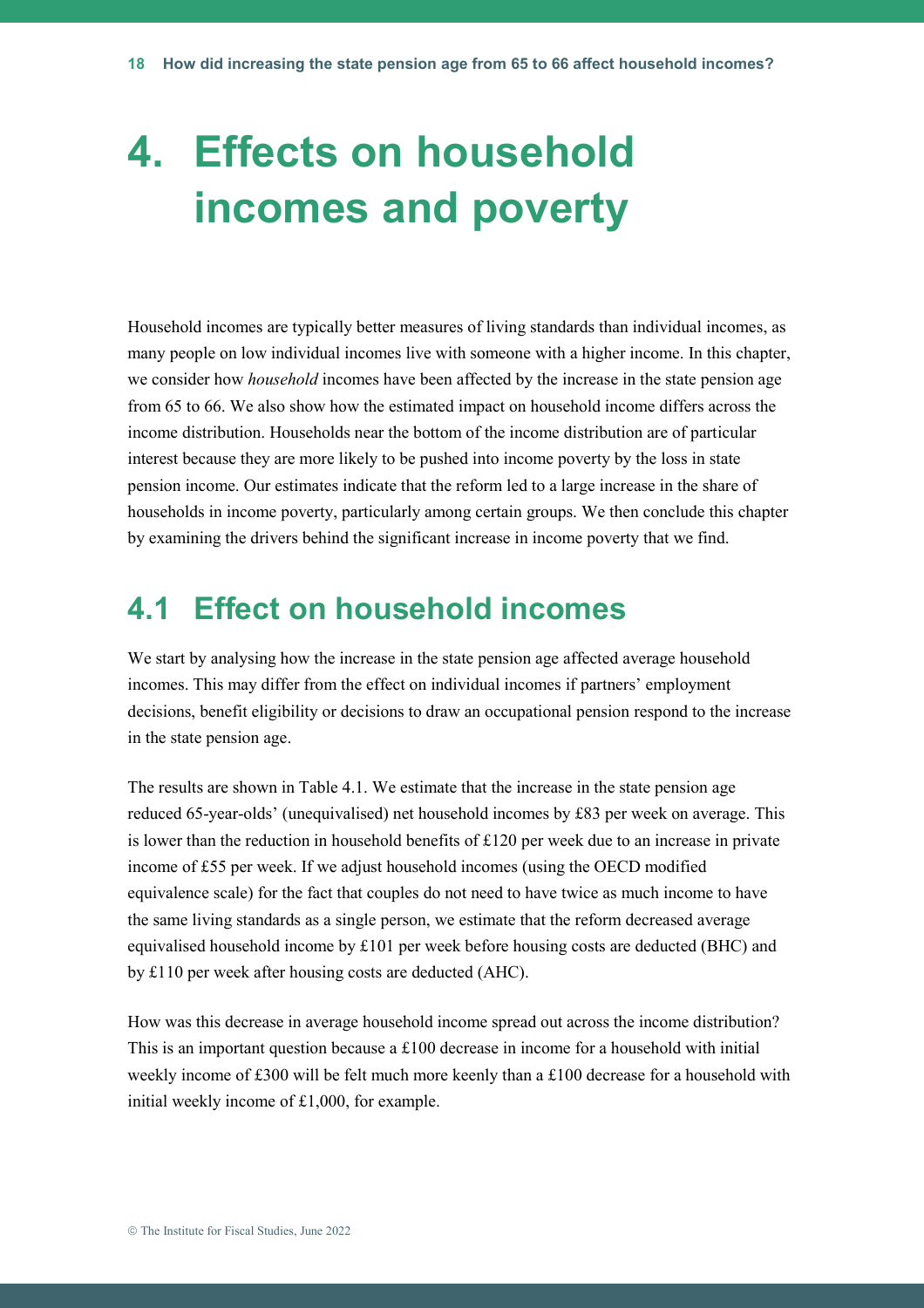# 4. Effects on household incomes and poverty

Household incomes are typically better measures of living standards than individual incomes, as many people on low individual incomes live with someone with a higher income. In this chapter, we consider how *household* incomes have been affected by the increase in the state pension age from 65 to 66. We also show how the estimated impact on household income differs across the income distribution. Households near the bottom of the income distribution are of particular interest because they are more likely to be pushed into income poverty by the loss in state pension income. Our estimates indicate that the reform led to a large increase in the share of households in income poverty, particularly among certain groups. We then conclude this chapter by examining the drivers behind the significant increase in income poverty that we find.

## 4.1 Effect on household incomes

We start by analysing how the increase in the state pension age affected average household incomes. This may differ from the effect on individual incomes if partners' employment decisions, benefit eligibility or decisions to draw an occupational pension respond to the increase in the state pension age.

The results are shown in Table 4.1. We estimate that the increase in the state pension age reduced 65-year-olds' (unequivalised) net household incomes by £83 per week on average. This is lower than the reduction in household benefits of £120 per week due to an increase in private income of £55 per week. If we adjust household incomes (using the OECD modified equivalence scale) for the fact that couples do not need to have twice as much income to have the same living standards as a single person, we estimate that the reform decreased average equivalised household income by £101 per week before housing costs are deducted (BHC) and by £110 per week after housing costs are deducted (AHC).

How was this decrease in average household income spread out across the income distribution? This is an important question because a £100 decrease in income for a household with initial weekly income of £300 will be felt much more keenly than a £100 decrease for a household with initial weekly income of £1,000, for example.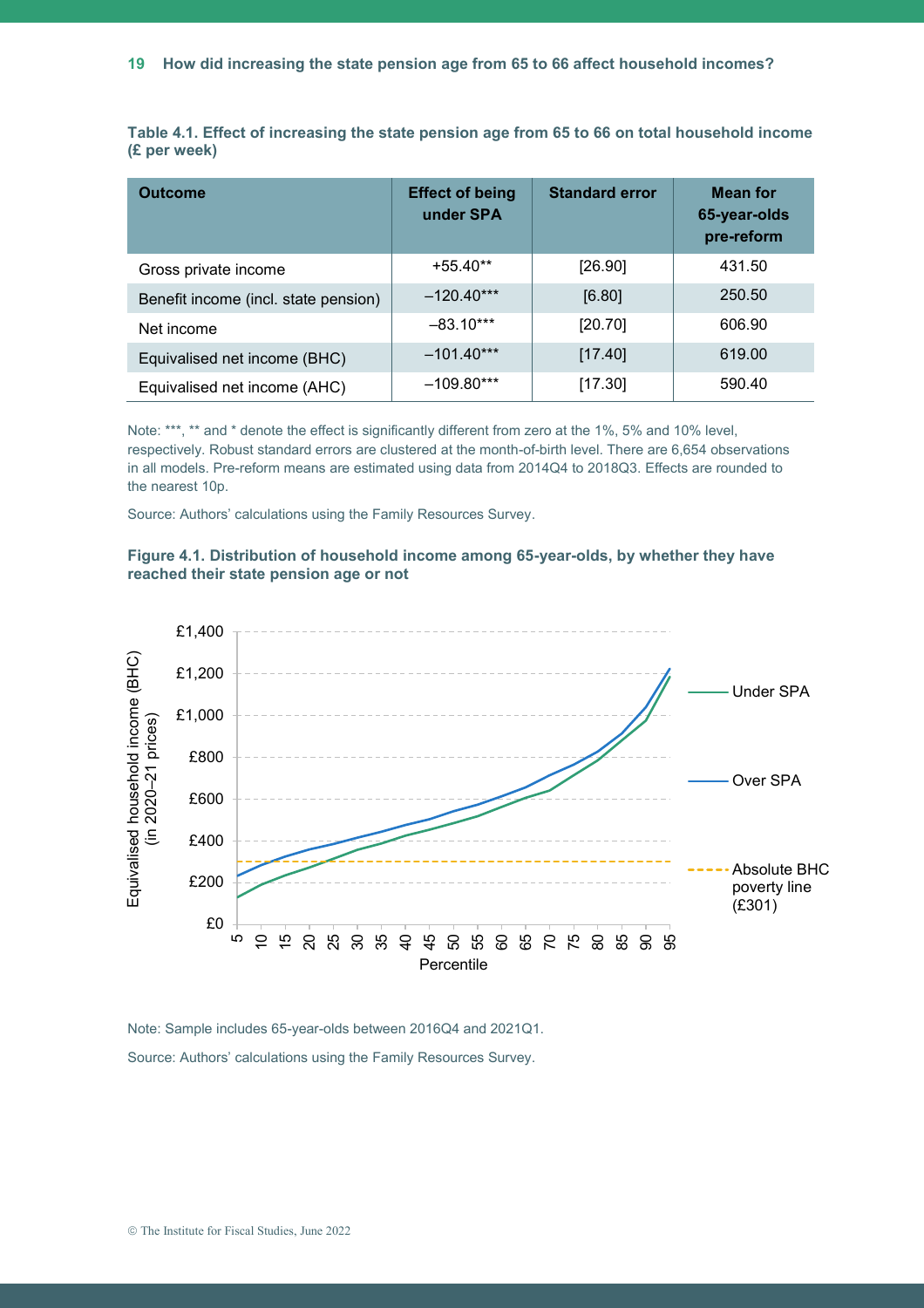**Table 4.1. Effect of increasing the state pension age from 65 to 66 on total household income (£ per week)**

| Outcome | Effect of being under SPA | Standard error | Mean for 65-year-olds pre-reform |
|---|---|---|---|
| Gross private income | +55.40** | [26.90] | 431.50 |
| Benefit income (incl. state pension) | –120.40*** | [6.80] | 250.50 |
| Net income | –83.10*** | [20.70] | 606.90 |
| Equivalised net income (BHC) | –101.40*** | [17.40] | 619.00 |
| Equivalised net income (AHC) | –109.80*** | [17.30] | 590.40 |

Note: ***, ** and * denote the effect is significantly different from zero at the 1%, 5% and 10% level, respectively. Robust standard errors are clustered at the month-of-birth level. There are 6,654 observations in all models. Pre-reform means are estimated using data from 2014Q4 to 2018Q3. Effects are rounded to the nearest 10p.

Source: Authors' calculations using the Family Resources Survey.

**Figure 4.1. Distribution of household income among 65-year-olds, by whether they have reached their state pension age or not**

Note: Sample includes 65-year-olds between 2016Q4 and 2021Q1.

Source: Authors' calculations using the Family Resources Survey.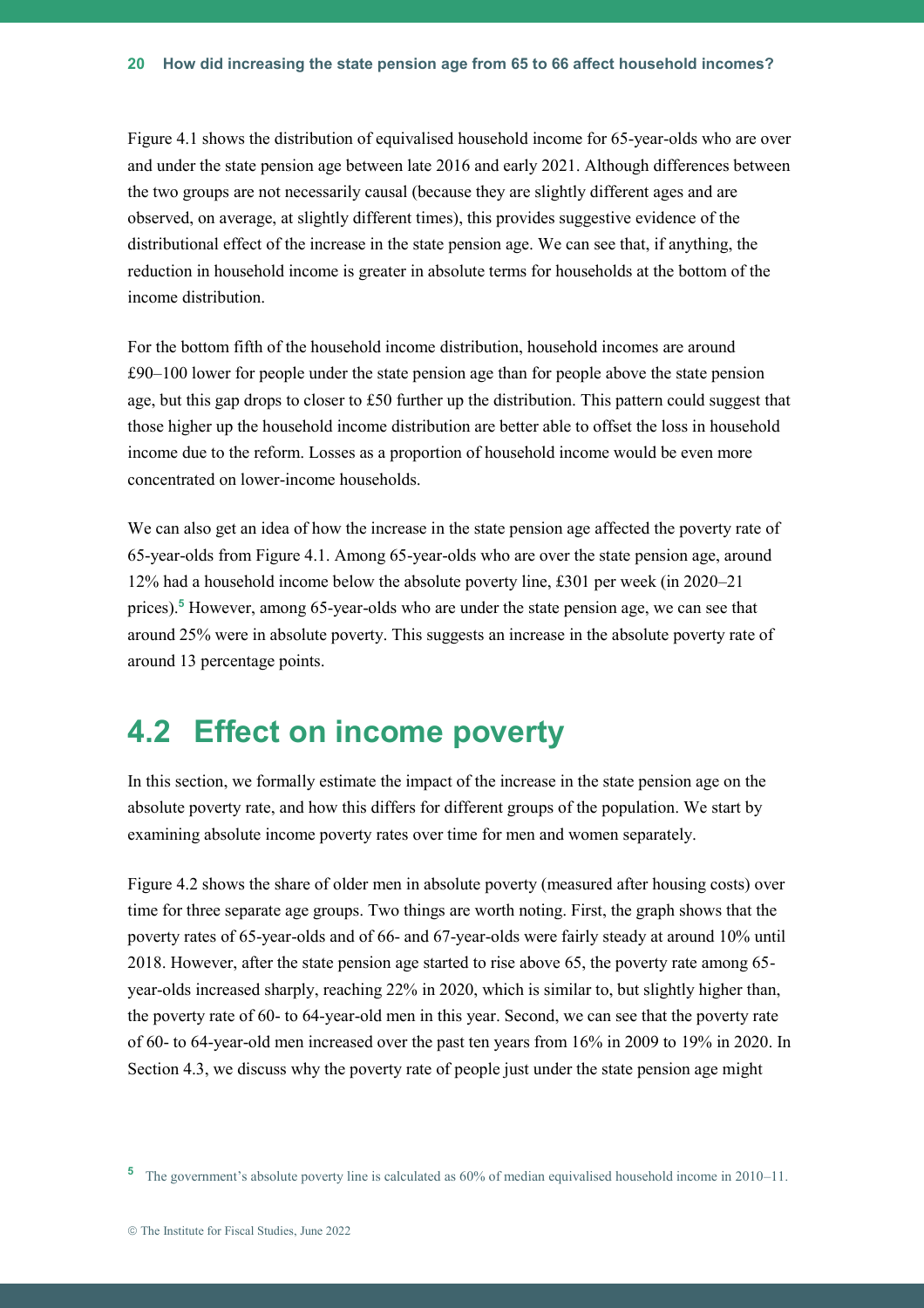Figure 4.1 shows the distribution of equivalised household income for 65-year-olds who are over and under the state pension age between late 2016 and early 2021. Although differences between the two groups are not necessarily causal (because they are slightly different ages and are observed, on average, at slightly different times), this provides suggestive evidence of the distributional effect of the increase in the state pension age. We can see that, if anything, the reduction in household income is greater in absolute terms for households at the bottom of the income distribution.

For the bottom fifth of the household income distribution, household incomes are around £90–100 lower for people under the state pension age than for people above the state pension age, but this gap drops to closer to £50 further up the distribution. This pattern could suggest that those higher up the household income distribution are better able to offset the loss in household income due to the reform. Losses as a proportion of household income would be even more concentrated on lower-income households.

We can also get an idea of how the increase in the state pension age affected the poverty rate of 65-year-olds from Figure 4.1. Among 65-year-olds who are over the state pension age, around 12% had a household income below the absolute poverty line, £301 per week (in 2020–21 prices).[5] However, among 65-year-olds who are under the state pension age, we can see that around 25% were in absolute poverty. This suggests an increase in the absolute poverty rate of around 13 percentage points.

## 4.2 Effect on income poverty

In this section, we formally estimate the impact of the increase in the state pension age on the absolute poverty rate, and how this differs for different groups of the population. We start by examining absolute income poverty rates over time for men and women separately.

Figure 4.2 shows the share of older men in absolute poverty (measured after housing costs) over time for three separate age groups. Two things are worth noting. First, the graph shows that the poverty rates of 65-year-olds and of 66- and 67-year-olds were fairly steady at around 10% until 2018. However, after the state pension age started to rise above 65, the poverty rate among 65-year-olds increased sharply, reaching 22% in 2020, which is similar to, but slightly higher than, the poverty rate of 60- to 64-year-old men in this year. Second, we can see that the poverty rate of 60- to 64-year-old men increased over the past ten years from 16% in 2009 to 19% in 2020. In Section 4.3, we discuss why the poverty rate of people just under the state pension age might

[5] The government's absolute poverty line is calculated as 60% of median equivalised household income in 2010–11.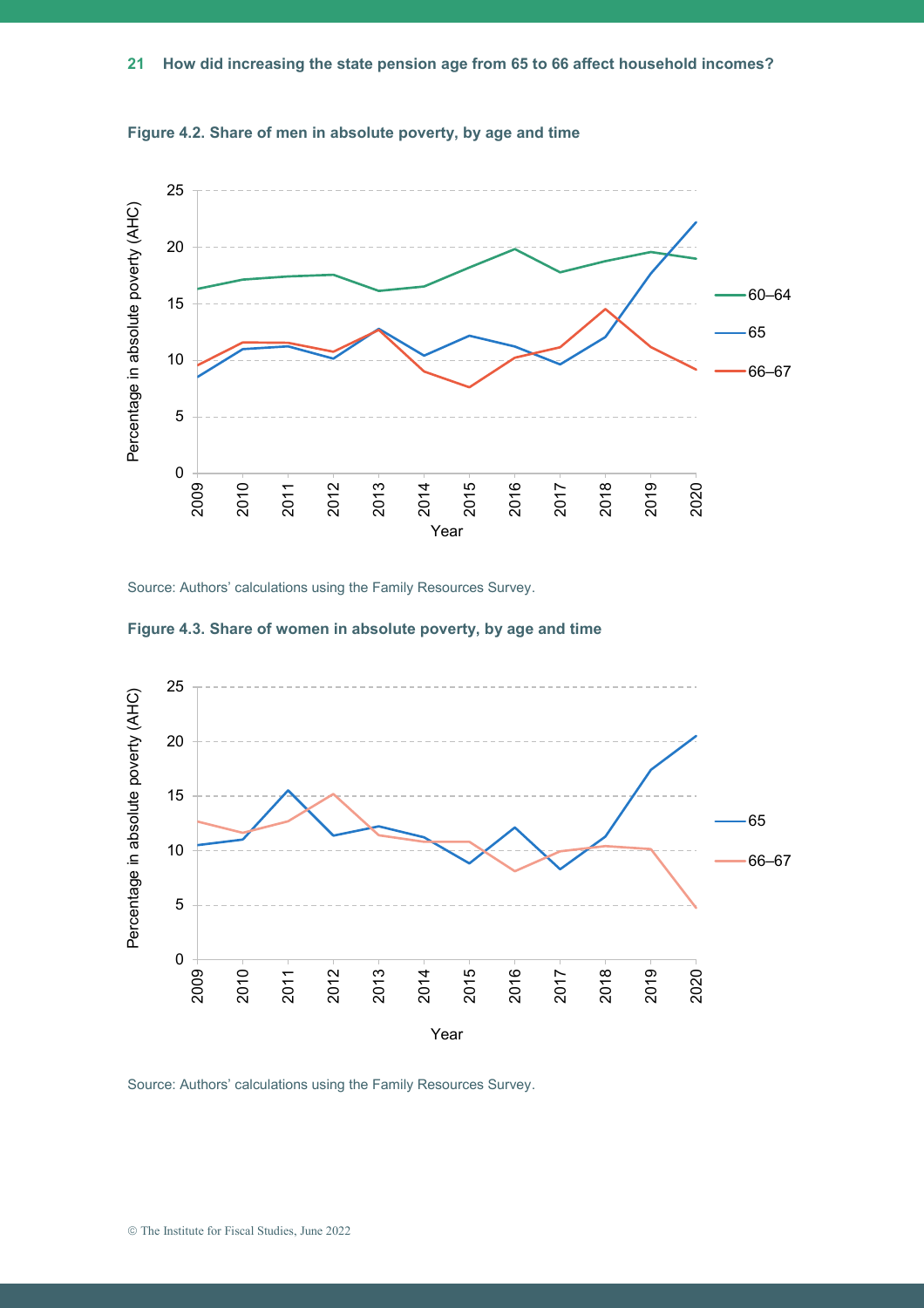**Figure 4.2. Share of men in absolute poverty, by age and time**

Source: Authors' calculations using the Family Resources Survey.

**Figure 4.3. Share of women in absolute poverty, by age and time**

Source: Authors' calculations using the Family Resources Survey.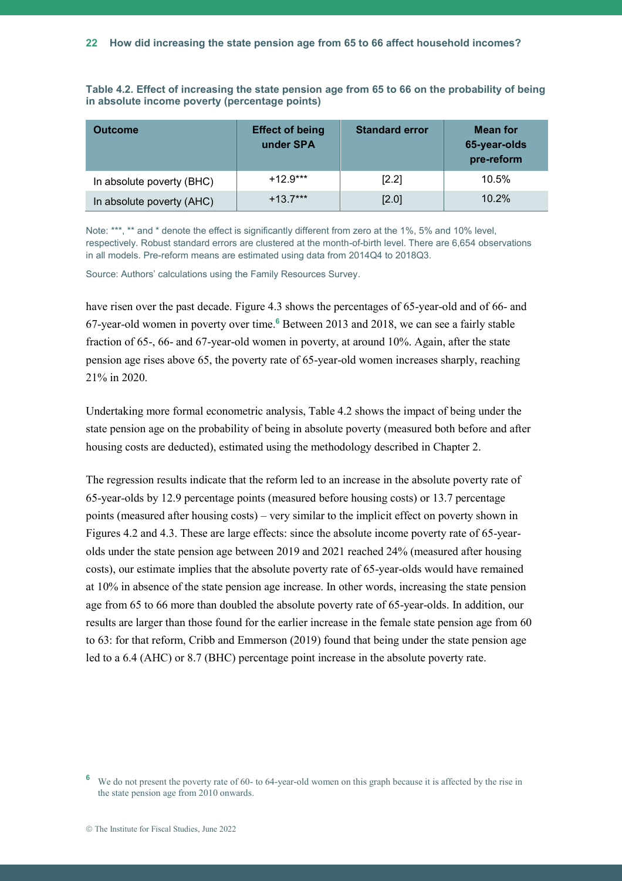**Table 4.2. Effect of increasing the state pension age from 65 to 66 on the probability of being in absolute income poverty (percentage points)**

| Outcome | Effect of being under SPA | Standard error | Mean for 65-year-olds pre-reform |
|---|---|---|---|
| In absolute poverty (BHC) | +12.9*** | [2.2] | 10.5% |
| In absolute poverty (AHC) | +13.7*** | [2.0] | 10.2% |

Note: ***, ** and * denote the effect is significantly different from zero at the 1%, 5% and 10% level, respectively. Robust standard errors are clustered at the month-of-birth level. There are 6,654 observations in all models. Pre-reform means are estimated using data from 2014Q4 to 2018Q3.

Source: Authors' calculations using the Family Resources Survey.

have risen over the past decade. Figure 4.3 shows the percentages of 65-year-old and of 66- and 67-year-old women in poverty over time.[6] Between 2013 and 2018, we can see a fairly stable fraction of 65-, 66- and 67-year-old women in poverty, at around 10%. Again, after the state pension age rises above 65, the poverty rate of 65-year-old women increases sharply, reaching 21% in 2020.

Undertaking more formal econometric analysis, Table 4.2 shows the impact of being under the state pension age on the probability of being in absolute poverty (measured both before and after housing costs are deducted), estimated using the methodology described in Chapter 2.

The regression results indicate that the reform led to an increase in the absolute poverty rate of 65-year-olds by 12.9 percentage points (measured before housing costs) or 13.7 percentage points (measured after housing costs) – very similar to the implicit effect on poverty shown in Figures 4.2 and 4.3. These are large effects: since the absolute income poverty rate of 65-year-olds under the state pension age between 2019 and 2021 reached 24% (measured after housing costs), our estimate implies that the absolute poverty rate of 65-year-olds would have remained at 10% in absence of the state pension age increase. In other words, increasing the state pension age from 65 to 66 more than doubled the absolute poverty rate of 65-year-olds. In addition, our results are larger than those found for the earlier increase in the female state pension age from 60 to 63: for that reform, Cribb and Emmerson (2019) found that being under the state pension age led to a 6.4 (AHC) or 8.7 (BHC) percentage point increase in the absolute poverty rate.

[6] We do not present the poverty rate of 60- to 64-year-old women on this graph because it is affected by the rise in the state pension age from 2010 onwards.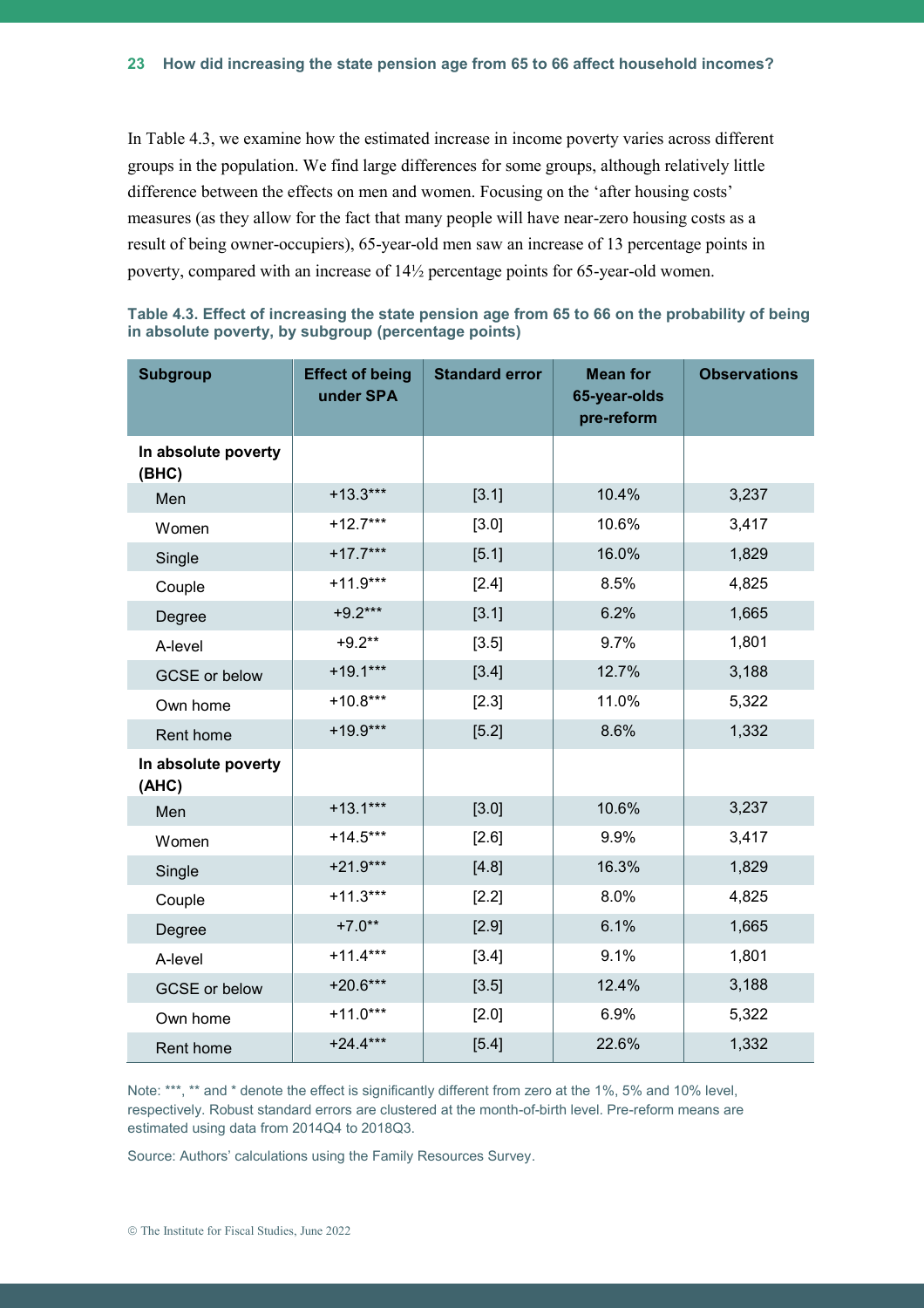In Table 4.3, we examine how the estimated increase in income poverty varies across different groups in the population. We find large differences for some groups, although relatively little difference between the effects on men and women. Focusing on the 'after housing costs' measures (as they allow for the fact that many people will have near-zero housing costs as a result of being owner-occupiers), 65-year-old men saw an increase of 13 percentage points in poverty, compared with an increase of 14½ percentage points for 65-year-old women.

**Table 4.3. Effect of increasing the state pension age from 65 to 66 on the probability of being in absolute poverty, by subgroup (percentage points)**

| Subgroup | Effect of being under SPA | Standard error | Mean for 65-year-olds pre-reform | Observations |
|---|---|---|---|---|
| **In absolute poverty (BHC)** | | | | |
| Men | +13.3*** | [3.1] | 10.4% | 3,237 |
| Women | +12.7*** | [3.0] | 10.6% | 3,417 |
| Single | +17.7*** | [5.1] | 16.0% | 1,829 |
| Couple | +11.9*** | [2.4] | 8.5% | 4,825 |
| Degree | +9.2*** | [3.1] | 6.2% | 1,665 |
| A-level | +9.2** | [3.5] | 9.7% | 1,801 |
| GCSE or below | +19.1*** | [3.4] | 12.7% | 3,188 |
| Own home | +10.8*** | [2.3] | 11.0% | 5,322 |
| Rent home | +19.9*** | [5.2] | 8.6% | 1,332 |
| **In absolute poverty (AHC)** | | | | |
| Men | +13.1*** | [3.0] | 10.6% | 3,237 |
| Women | +14.5*** | [2.6] | 9.9% | 3,417 |
| Single | +21.9*** | [4.8] | 16.3% | 1,829 |
| Couple | +11.3*** | [2.2] | 8.0% | 4,825 |
| Degree | +7.0** | [2.9] | 6.1% | 1,665 |
| A-level | +11.4*** | [3.4] | 9.1% | 1,801 |
| GCSE or below | +20.6*** | [3.5] | 12.4% | 3,188 |
| Own home | +11.0*** | [2.0] | 6.9% | 5,322 |
| Rent home | +24.4*** | [5.4] | 22.6% | 1,332 |

Note: ***, ** and * denote the effect is significantly different from zero at the 1%, 5% and 10% level, respectively. Robust standard errors are clustered at the month-of-birth level. Pre-reform means are estimated using data from 2014Q4 to 2018Q3.

Source: Authors' calculations using the Family Resources Survey.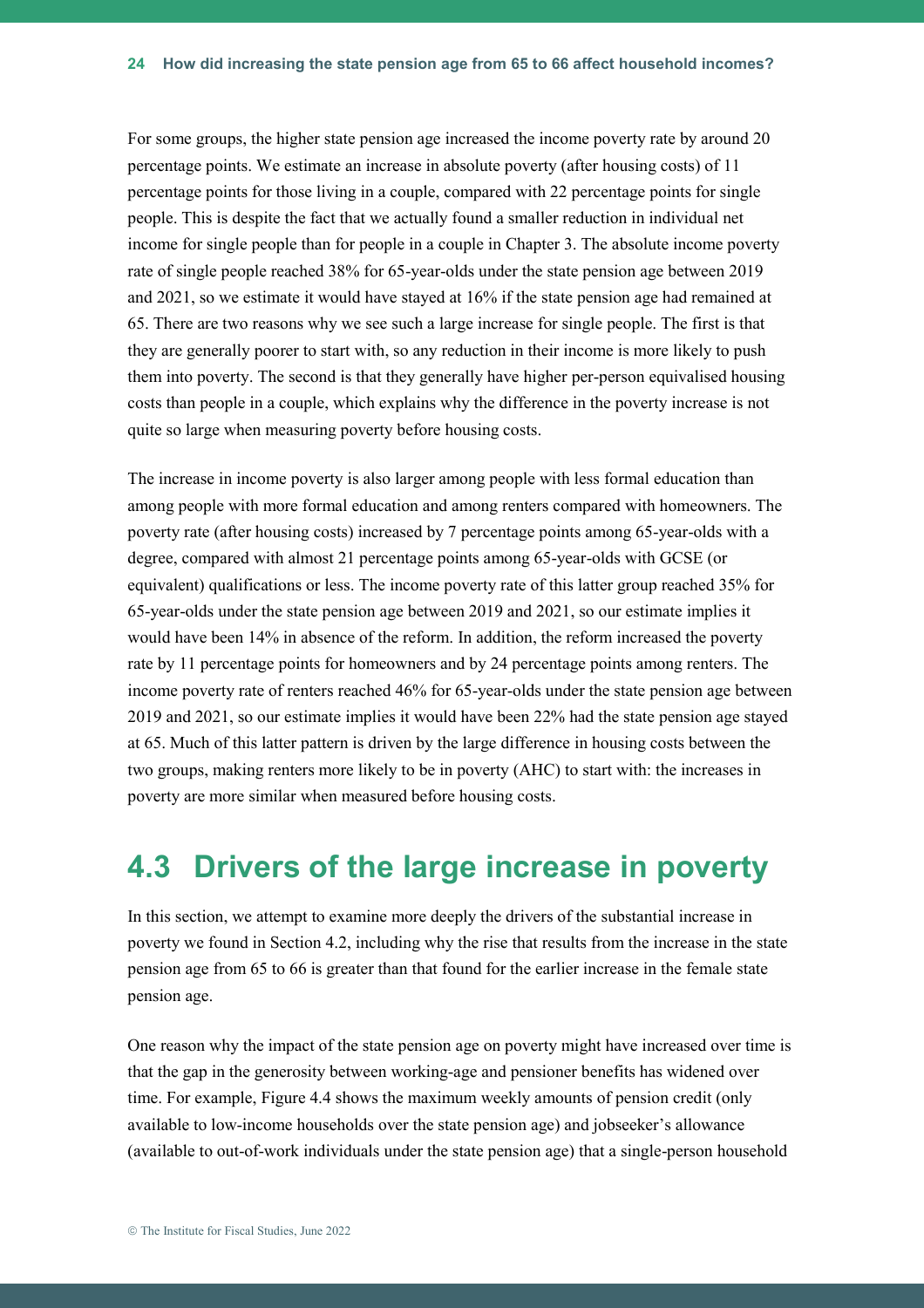For some groups, the higher state pension age increased the income poverty rate by around 20 percentage points. We estimate an increase in absolute poverty (after housing costs) of 11 percentage points for those living in a couple, compared with 22 percentage points for single people. This is despite the fact that we actually found a smaller reduction in individual net income for single people than for people in a couple in Chapter 3. The absolute income poverty rate of single people reached 38% for 65-year-olds under the state pension age between 2019 and 2021, so we estimate it would have stayed at 16% if the state pension age had remained at 65. There are two reasons why we see such a large increase for single people. The first is that they are generally poorer to start with, so any reduction in their income is more likely to push them into poverty. The second is that they generally have higher per-person equivalised housing costs than people in a couple, which explains why the difference in the poverty increase is not quite so large when measuring poverty before housing costs.

The increase in income poverty is also larger among people with less formal education than among people with more formal education and among renters compared with homeowners. The poverty rate (after housing costs) increased by 7 percentage points among 65-year-olds with a degree, compared with almost 21 percentage points among 65-year-olds with GCSE (or equivalent) qualifications or less. The income poverty rate of this latter group reached 35% for 65-year-olds under the state pension age between 2019 and 2021, so our estimate implies it would have been 14% in absence of the reform. In addition, the reform increased the poverty rate by 11 percentage points for homeowners and by 24 percentage points among renters. The income poverty rate of renters reached 46% for 65-year-olds under the state pension age between 2019 and 2021, so our estimate implies it would have been 22% had the state pension age stayed at 65. Much of this latter pattern is driven by the large difference in housing costs between the two groups, making renters more likely to be in poverty (AHC) to start with: the increases in poverty are more similar when measured before housing costs.

## 4.3 Drivers of the large increase in poverty

In this section, we attempt to examine more deeply the drivers of the substantial increase in poverty we found in Section 4.2, including why the rise that results from the increase in the state pension age from 65 to 66 is greater than that found for the earlier increase in the female state pension age.

One reason why the impact of the state pension age on poverty might have increased over time is that the gap in the generosity between working-age and pensioner benefits has widened over time. For example, Figure 4.4 shows the maximum weekly amounts of pension credit (only available to low-income households over the state pension age) and jobseeker's allowance (available to out-of-work individuals under the state pension age) that a single-person household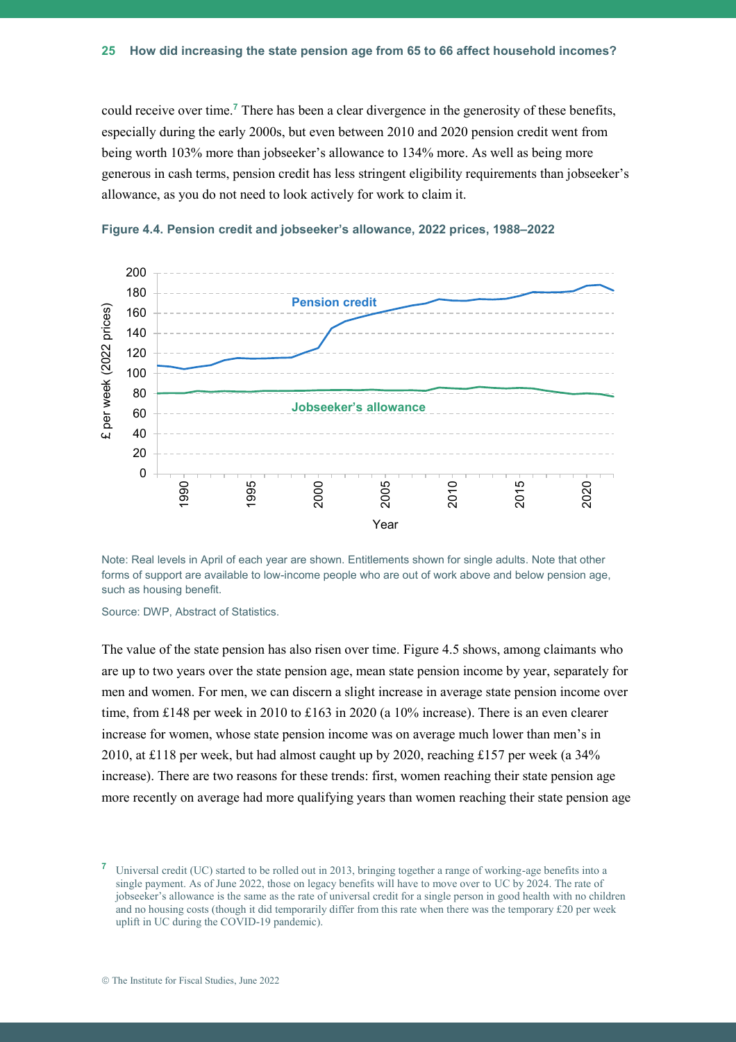could receive over time.[7] There has been a clear divergence in the generosity of these benefits, especially during the early 2000s, but even between 2010 and 2020 pension credit went from being worth 103% more than jobseeker's allowance to 134% more. As well as being more generous in cash terms, pension credit has less stringent eligibility requirements than jobseeker's allowance, as you do not need to look actively for work to claim it.

**Figure 4.4. Pension credit and jobseeker's allowance, 2022 prices, 1988–2022**

Note: Real levels in April of each year are shown. Entitlements shown for single adults. Note that other forms of support are available to low-income people who are out of work above and below pension age, such as housing benefit.

Source: DWP, Abstract of Statistics.

The value of the state pension has also risen over time. Figure 4.5 shows, among claimants who are up to two years over the state pension age, mean state pension income by year, separately for men and women. For men, we can discern a slight increase in average state pension income over time, from £148 per week in 2010 to £163 in 2020 (a 10% increase). There is an even clearer increase for women, whose state pension income was on average much lower than men's in 2010, at £118 per week, but had almost caught up by 2020, reaching £157 per week (a 34% increase). There are two reasons for these trends: first, women reaching their state pension age more recently on average had more qualifying years than women reaching their state pension age

[7] Universal credit (UC) started to be rolled out in 2013, bringing together a range of working-age benefits into a single payment. As of June 2022, those on legacy benefits will have to move over to UC by 2024. The rate of jobseeker's allowance is the same as the rate of universal credit for a single person in good health with no children and no housing costs (though it did temporarily differ from this rate when there was the temporary £20 per week uplift in UC during the COVID-19 pandemic).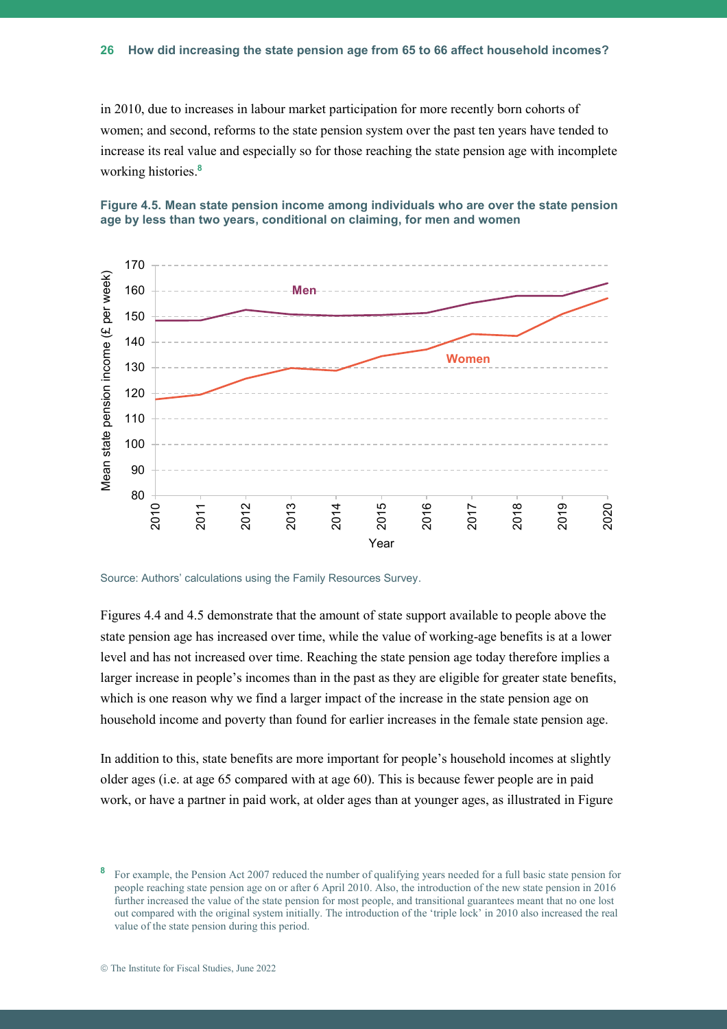in 2010, due to increases in labour market participation for more recently born cohorts of women; and second, reforms to the state pension system over the past ten years have tended to increase its real value and especially so for those reaching the state pension age with incomplete working histories.[8]

**Figure 4.5. Mean state pension income among individuals who are over the state pension age by less than two years, conditional on claiming, for men and women**

Source: Authors' calculations using the Family Resources Survey.

Figures 4.4 and 4.5 demonstrate that the amount of state support available to people above the state pension age has increased over time, while the value of working-age benefits is at a lower level and has not increased over time. Reaching the state pension age today therefore implies a larger increase in people's incomes than in the past as they are eligible for greater state benefits, which is one reason why we find a larger impact of the increase in the state pension age on household income and poverty than found for earlier increases in the female state pension age.

In addition to this, state benefits are more important for people's household incomes at slightly older ages (i.e. at age 65 compared with at age 60). This is because fewer people are in paid work, or have a partner in paid work, at older ages than at younger ages, as illustrated in Figure

[8] For example, the Pension Act 2007 reduced the number of qualifying years needed for a full basic state pension for people reaching state pension age on or after 6 April 2010. Also, the introduction of the new state pension in 2016 further increased the value of the state pension for most people, and transitional guarantees meant that no one lost out compared with the original system initially. The introduction of the 'triple lock' in 2010 also increased the real value of the state pension during this period.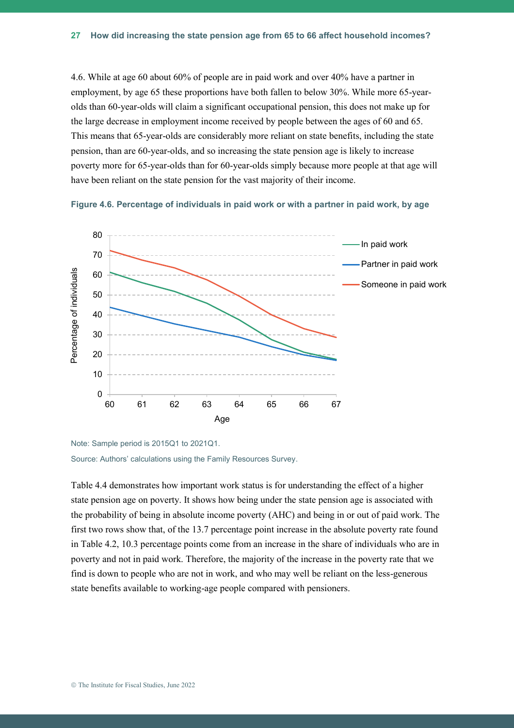4.6. While at age 60 about 60% of people are in paid work and over 40% have a partner in employment, by age 65 these proportions have both fallen to below 30%. While more 65-year-olds than 60-year-olds will claim a significant occupational pension, this does not make up for the large decrease in employment income received by people between the ages of 60 and 65. This means that 65-year-olds are considerably more reliant on state benefits, including the state pension, than are 60-year-olds, and so increasing the state pension age is likely to increase poverty more for 65-year-olds than for 60-year-olds simply because more people at that age will have been reliant on the state pension for the vast majority of their income.

**Figure 4.6. Percentage of individuals in paid work or with a partner in paid work, by age**

Note: Sample period is 2015Q1 to 2021Q1.

Source: Authors' calculations using the Family Resources Survey.

Table 4.4 demonstrates how important work status is for understanding the effect of a higher state pension age on poverty. It shows how being under the state pension age is associated with the probability of being in absolute income poverty (AHC) and being in or out of paid work. The first two rows show that, of the 13.7 percentage point increase in the absolute poverty rate found in Table 4.2, 10.3 percentage points come from an increase in the share of individuals who are in poverty and not in paid work. Therefore, the majority of the increase in the poverty rate that we find is down to people who are not in work, and who may well be reliant on the less-generous state benefits available to working-age people compared with pensioners.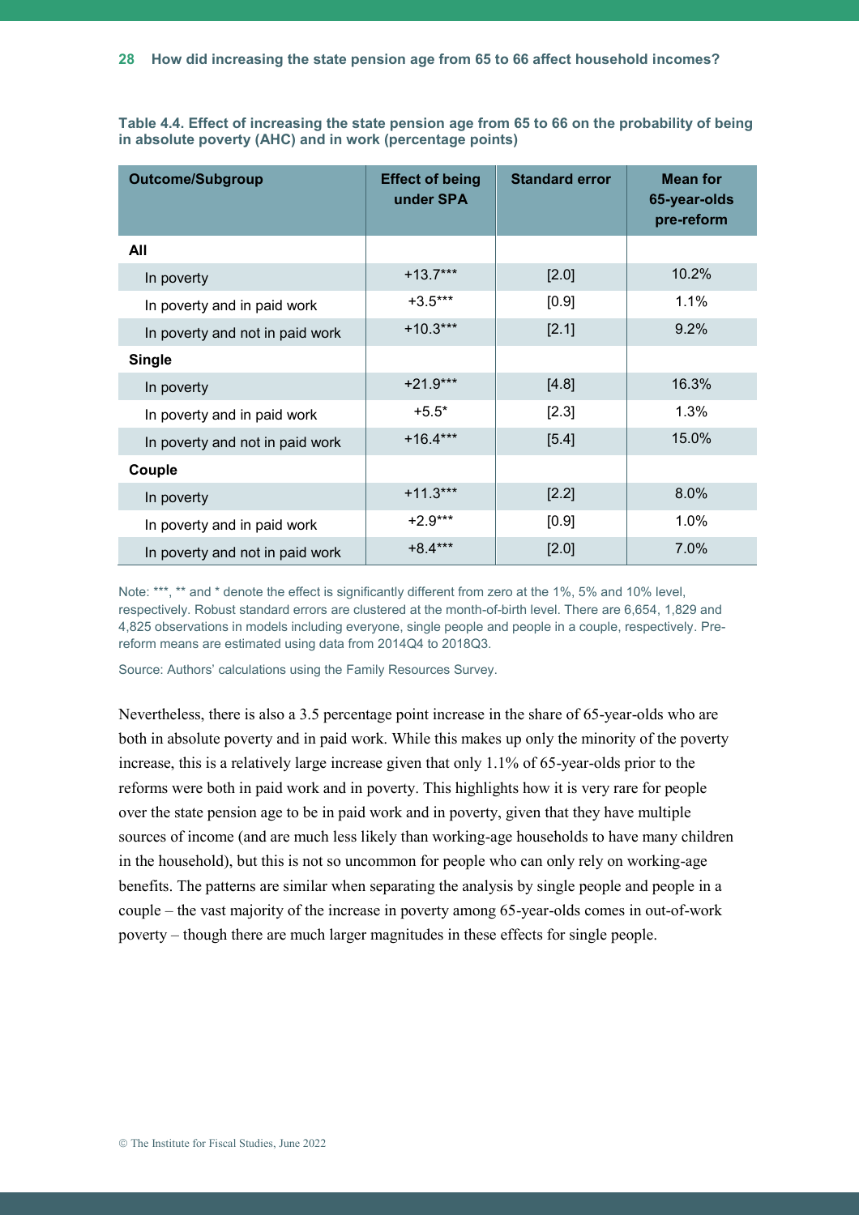**Table 4.4. Effect of increasing the state pension age from 65 to 66 on the probability of being in absolute poverty (AHC) and in work (percentage points)**

| Outcome/Subgroup | Effect of being under SPA | Standard error | Mean for 65-year-olds pre-reform |
|---|---|---|---|
| **All** | | | |
| In poverty | +13.7*** | [2.0] | 10.2% |
| In poverty and in paid work | +3.5*** | [0.9] | 1.1% |
| In poverty and not in paid work | +10.3*** | [2.1] | 9.2% |
| **Single** | | | |
| In poverty | +21.9*** | [4.8] | 16.3% |
| In poverty and in paid work | +5.5* | [2.3] | 1.3% |
| In poverty and not in paid work | +16.4*** | [5.4] | 15.0% |
| **Couple** | | | |
| In poverty | +11.3*** | [2.2] | 8.0% |
| In poverty and in paid work | +2.9*** | [0.9] | 1.0% |
| In poverty and not in paid work | +8.4*** | [2.0] | 7.0% |

Note: ***, ** and * denote the effect is significantly different from zero at the 1%, 5% and 10% level, respectively. Robust standard errors are clustered at the month-of-birth level. There are 6,654, 1,829 and 4,825 observations in models including everyone, single people and people in a couple, respectively. Pre-reform means are estimated using data from 2014Q4 to 2018Q3.

Source: Authors' calculations using the Family Resources Survey.

Nevertheless, there is also a 3.5 percentage point increase in the share of 65-year-olds who are both in absolute poverty and in paid work. While this makes up only the minority of the poverty increase, this is a relatively large increase given that only 1.1% of 65-year-olds prior to the reforms were both in paid work and in poverty. This highlights how it is very rare for people over the state pension age to be in paid work and in poverty, given that they have multiple sources of income (and are much less likely than working-age households to have many children in the household), but this is not so uncommon for people who can only rely on working-age benefits. The patterns are similar when separating the analysis by single people and people in a couple – the vast majority of the increase in poverty among 65-year-olds comes in out-of-work poverty – though there are much larger magnitudes in these effects for single people.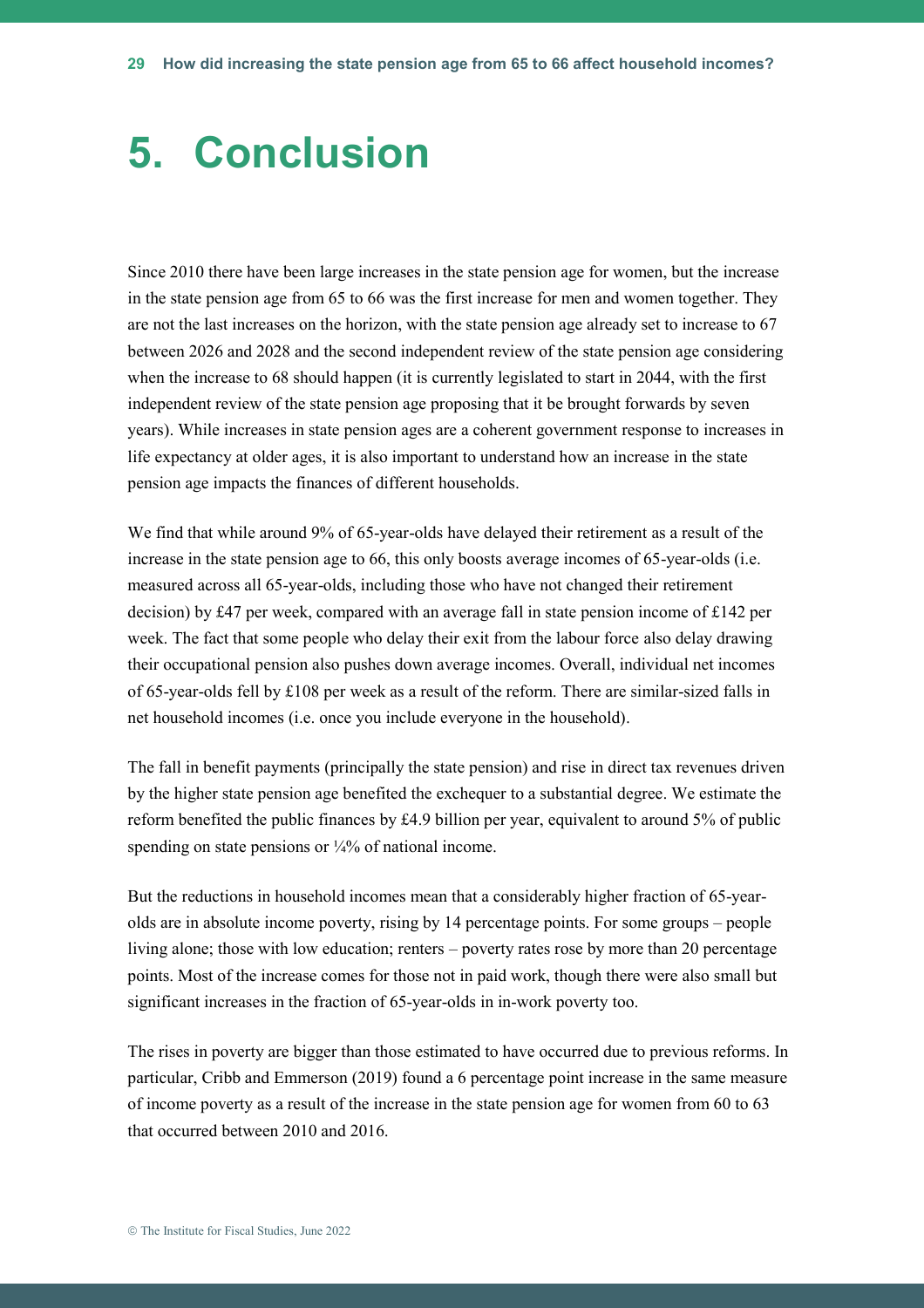# 5. Conclusion

Since 2010 there have been large increases in the state pension age for women, but the increase in the state pension age from 65 to 66 was the first increase for men and women together. They are not the last increases on the horizon, with the state pension age already set to increase to 67 between 2026 and 2028 and the second independent review of the state pension age considering when the increase to 68 should happen (it is currently legislated to start in 2044, with the first independent review of the state pension age proposing that it be brought forwards by seven years). While increases in state pension ages are a coherent government response to increases in life expectancy at older ages, it is also important to understand how an increase in the state pension age impacts the finances of different households.

We find that while around 9% of 65-year-olds have delayed their retirement as a result of the increase in the state pension age to 66, this only boosts average incomes of 65-year-olds (i.e. measured across all 65-year-olds, including those who have not changed their retirement decision) by £47 per week, compared with an average fall in state pension income of £142 per week. The fact that some people who delay their exit from the labour force also delay drawing their occupational pension also pushes down average incomes. Overall, individual net incomes of 65-year-olds fell by £108 per week as a result of the reform. There are similar-sized falls in net household incomes (i.e. once you include everyone in the household).

The fall in benefit payments (principally the state pension) and rise in direct tax revenues driven by the higher state pension age benefited the exchequer to a substantial degree. We estimate the reform benefited the public finances by £4.9 billion per year, equivalent to around 5% of public spending on state pensions or ¼% of national income.

But the reductions in household incomes mean that a considerably higher fraction of 65-year-olds are in absolute income poverty, rising by 14 percentage points. For some groups – people living alone; those with low education; renters – poverty rates rose by more than 20 percentage points. Most of the increase comes for those not in paid work, though there were also small but significant increases in the fraction of 65-year-olds in in-work poverty too.

The rises in poverty are bigger than those estimated to have occurred due to previous reforms. In particular, Cribb and Emmerson (2019) found a 6 percentage point increase in the same measure of income poverty as a result of the increase in the state pension age for women from 60 to 63 that occurred between 2010 and 2016.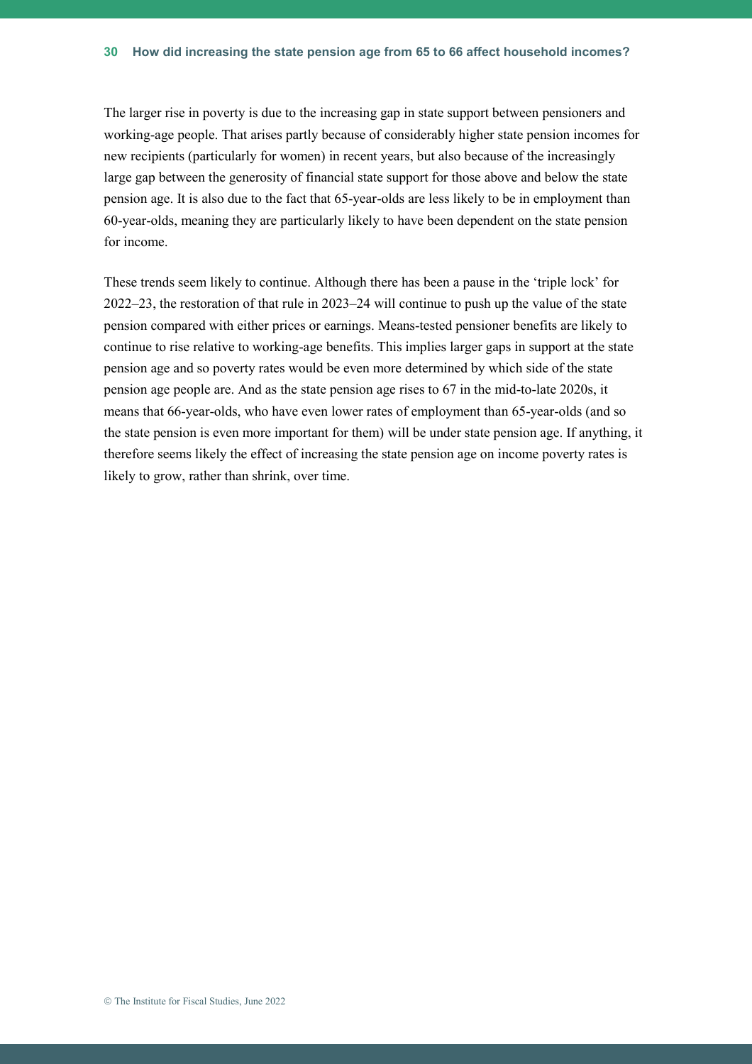The larger rise in poverty is due to the increasing gap in state support between pensioners and working-age people. That arises partly because of considerably higher state pension incomes for new recipients (particularly for women) in recent years, but also because of the increasingly large gap between the generosity of financial state support for those above and below the state pension age. It is also due to the fact that 65-year-olds are less likely to be in employment than 60-year-olds, meaning they are particularly likely to have been dependent on the state pension for income.

These trends seem likely to continue. Although there has been a pause in the 'triple lock' for 2022–23, the restoration of that rule in 2023–24 will continue to push up the value of the state pension compared with either prices or earnings. Means-tested pensioner benefits are likely to continue to rise relative to working-age benefits. This implies larger gaps in support at the state pension age and so poverty rates would be even more determined by which side of the state pension age people are. And as the state pension age rises to 67 in the mid-to-late 2020s, it means that 66-year-olds, who have even lower rates of employment than 65-year-olds (and so the state pension is even more important for them) will be under state pension age. If anything, it therefore seems likely the effect of increasing the state pension age on income poverty rates is likely to grow, rather than shrink, over time.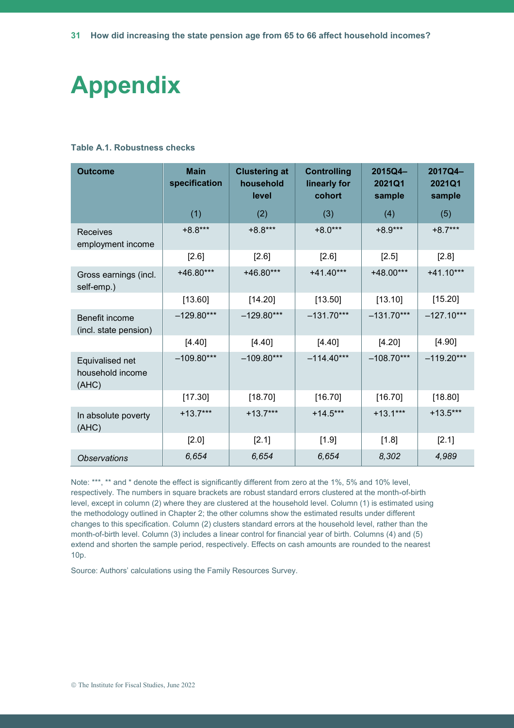# Appendix

**Table A.1. Robustness checks**

| Outcome | Main specification (1) | Clustering at household level (2) | Controlling linearly for cohort (3) | 2015Q4–2021Q1 sample (4) | 2017Q4–2021Q1 sample (5) |
|---|---|---|---|---|---|
| Receives employment income | +8.8*** | +8.8*** | +8.0*** | +8.9*** | +8.7*** |
| | [2.6] | [2.6] | [2.6] | [2.5] | [2.8] |
| Gross earnings (incl. self-emp.) | +46.80*** | +46.80*** | +41.40*** | +48.00*** | +41.10*** |
| | [13.60] | [14.20] | [13.50] | [13.10] | [15.20] |
| Benefit income (incl. state pension) | –129.80*** | –129.80*** | –131.70*** | –131.70*** | –127.10*** |
| | [4.40] | [4.40] | [4.40] | [4.20] | [4.90] |
| Equivalised net household income (AHC) | –109.80*** | –109.80*** | –114.40*** | –108.70*** | –119.20*** |
| | [17.30] | [18.70] | [16.70] | [16.70] | [18.80] |
| In absolute poverty (AHC) | +13.7*** | +13.7*** | +14.5*** | +13.1*** | +13.5*** |
| | [2.0] | [2.1] | [1.9] | [1.8] | [2.1] |
| *Observations* | *6,654* | *6,654* | *6,654* | *8,302* | *4,989* |

Note: ***, ** and * denote the effect is significantly different from zero at the 1%, 5% and 10% level, respectively. The numbers in square brackets are robust standard errors clustered at the month-of-birth level, except in column (2) where they are clustered at the household level. Column (1) is estimated using the methodology outlined in Chapter 2; the other columns show the estimated results under different changes to this specification. Column (2) clusters standard errors at the household level, rather than the month-of-birth level. Column (3) includes a linear control for financial year of birth. Columns (4) and (5) extend and shorten the sample period, respectively. Effects on cash amounts are rounded to the nearest 10p.

Source: Authors' calculations using the Family Resources Survey.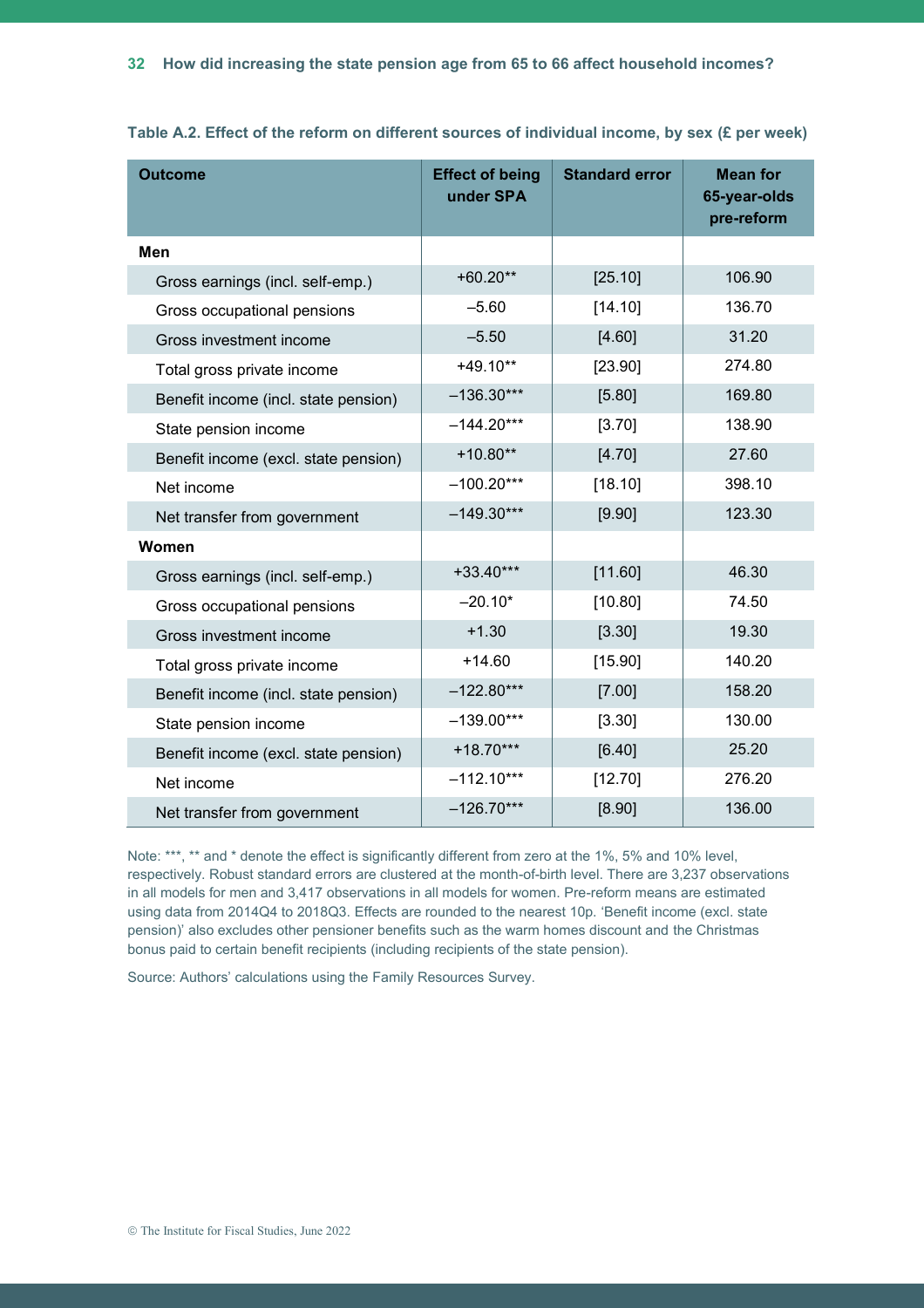**Table A.2. Effect of the reform on different sources of individual income, by sex (£ per week)**

| Outcome | Effect of being under SPA | Standard error | Mean for 65-year-olds pre-reform |
|---|---|---|---|
| **Men** | | | |
| Gross earnings (incl. self-emp.) | +60.20** | [25.10] | 106.90 |
| Gross occupational pensions | –5.60 | [14.10] | 136.70 |
| Gross investment income | –5.50 | [4.60] | 31.20 |
| Total gross private income | +49.10** | [23.90] | 274.80 |
| Benefit income (incl. state pension) | –136.30*** | [5.80] | 169.80 |
| State pension income | –144.20*** | [3.70] | 138.90 |
| Benefit income (excl. state pension) | +10.80** | [4.70] | 27.60 |
| Net income | –100.20*** | [18.10] | 398.10 |
| Net transfer from government | –149.30*** | [9.90] | 123.30 |
| **Women** | | | |
| Gross earnings (incl. self-emp.) | +33.40*** | [11.60] | 46.30 |
| Gross occupational pensions | –20.10* | [10.80] | 74.50 |
| Gross investment income | +1.30 | [3.30] | 19.30 |
| Total gross private income | +14.60 | [15.90] | 140.20 |
| Benefit income (incl. state pension) | –122.80*** | [7.00] | 158.20 |
| State pension income | –139.00*** | [3.30] | 130.00 |
| Benefit income (excl. state pension) | +18.70*** | [6.40] | 25.20 |
| Net income | –112.10*** | [12.70] | 276.20 |
| Net transfer from government | –126.70*** | [8.90] | 136.00 |

Note: ***, ** and * denote the effect is significantly different from zero at the 1%, 5% and 10% level, respectively. Robust standard errors are clustered at the month-of-birth level. There are 3,237 observations in all models for men and 3,417 observations in all models for women. Pre-reform means are estimated using data from 2014Q4 to 2018Q3. Effects are rounded to the nearest 10p. 'Benefit income (excl. state pension)' also excludes other pensioner benefits such as the warm homes discount and the Christmas bonus paid to certain benefit recipients (including recipients of the state pension).

Source: Authors' calculations using the Family Resources Survey.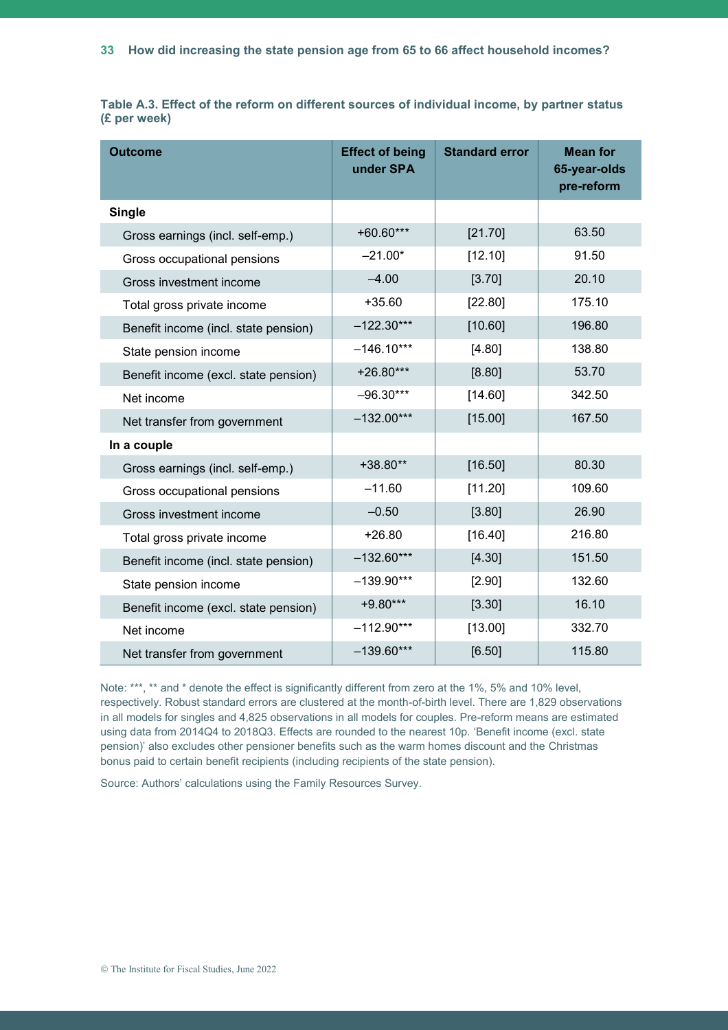**Table A.3. Effect of the reform on different sources of individual income, by partner status (£ per week)**

| Outcome | Effect of being under SPA | Standard error | Mean for 65-year-olds pre-reform |
|---|---|---|---|
| **Single** | | | |
| Gross earnings (incl. self-emp.) | +60.60*** | [21.70] | 63.50 |
| Gross occupational pensions | –21.00* | [12.10] | 91.50 |
| Gross investment income | –4.00 | [3.70] | 20.10 |
| Total gross private income | +35.60 | [22.80] | 175.10 |
| Benefit income (incl. state pension) | –122.30*** | [10.60] | 196.80 |
| State pension income | –146.10*** | [4.80] | 138.80 |
| Benefit income (excl. state pension) | +26.80*** | [8.80] | 53.70 |
| Net income | –96.30*** | [14.60] | 342.50 |
| Net transfer from government | –132.00*** | [15.00] | 167.50 |
| **In a couple** | | | |
| Gross earnings (incl. self-emp.) | +38.80** | [16.50] | 80.30 |
| Gross occupational pensions | –11.60 | [11.20] | 109.60 |
| Gross investment income | –0.50 | [3.80] | 26.90 |
| Total gross private income | +26.80 | [16.40] | 216.80 |
| Benefit income (incl. state pension) | –132.60*** | [4.30] | 151.50 |
| State pension income | –139.90*** | [2.90] | 132.60 |
| Benefit income (excl. state pension) | +9.80*** | [3.30] | 16.10 |
| Net income | –112.90*** | [13.00] | 332.70 |
| Net transfer from government | –139.60*** | [6.50] | 115.80 |

Note: ***, ** and * denote the effect is significantly different from zero at the 1%, 5% and 10% level, respectively. Robust standard errors are clustered at the month-of-birth level. There are 1,829 observations in all models for singles and 4,825 observations in all models for couples. Pre-reform means are estimated using data from 2014Q4 to 2018Q3. Effects are rounded to the nearest 10p. 'Benefit income (excl. state pension)' also excludes other pensioner benefits such as the warm homes discount and the Christmas bonus paid to certain benefit recipients (including recipients of the state pension).

Source: Authors' calculations using the Family Resources Survey.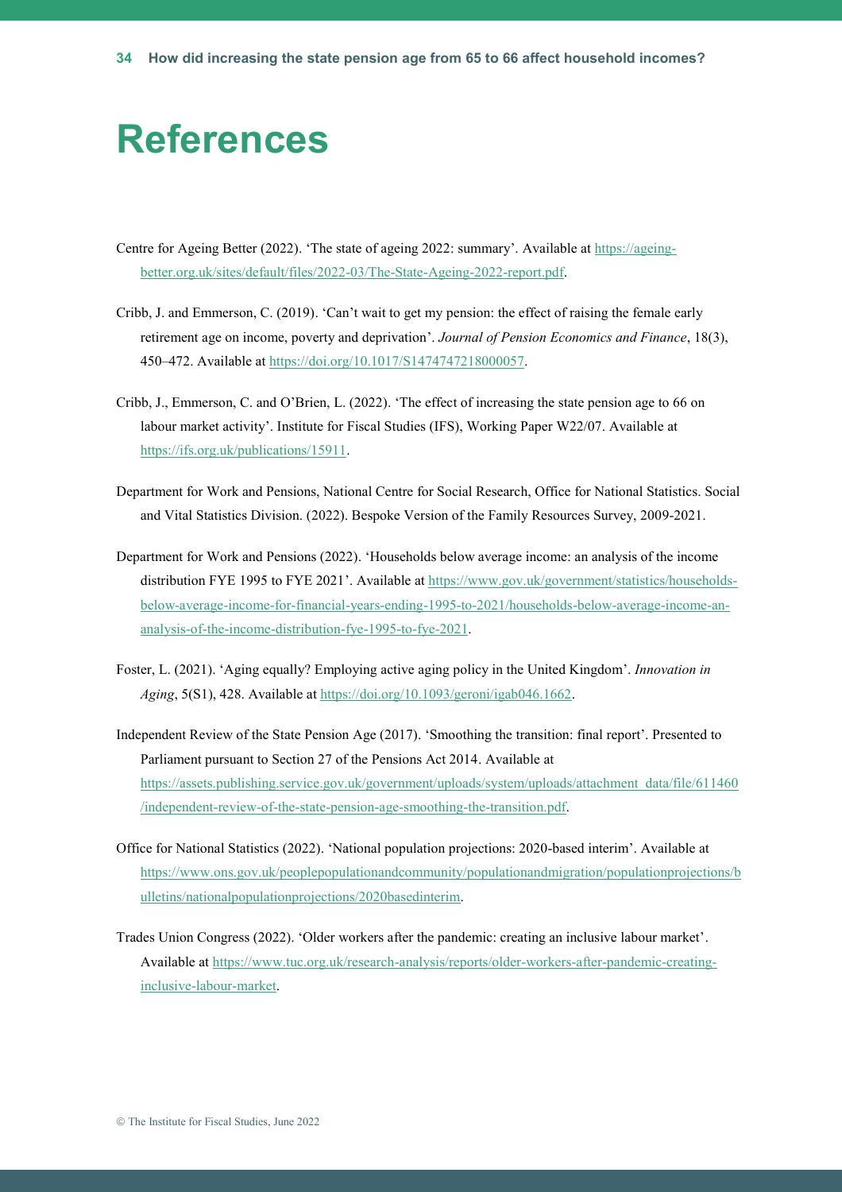# References

Centre for Ageing Better (2022). 'The state of ageing 2022: summary'. Available at https://ageing-better.org.uk/sites/default/files/2022-03/The-State-Ageing-2022-report.pdf.

Cribb, J. and Emmerson, C. (2019). 'Can't wait to get my pension: the effect of raising the female early retirement age on income, poverty and deprivation'. *Journal of Pension Economics and Finance*, 18(3), 450–472. Available at https://doi.org/10.1017/S1474747218000057.

Cribb, J., Emmerson, C. and O'Brien, L. (2022). 'The effect of increasing the state pension age to 66 on labour market activity'. Institute for Fiscal Studies (IFS), Working Paper W22/07. Available at https://ifs.org.uk/publications/15911.

Department for Work and Pensions, National Centre for Social Research, Office for National Statistics. Social and Vital Statistics Division. (2022). Bespoke Version of the Family Resources Survey, 2009-2021.

Department for Work and Pensions (2022). 'Households below average income: an analysis of the income distribution FYE 1995 to FYE 2021'. Available at https://www.gov.uk/government/statistics/households-below-average-income-for-financial-years-ending-1995-to-2021/households-below-average-income-an-analysis-of-the-income-distribution-fye-1995-to-fye-2021.

Foster, L. (2021). 'Aging equally? Employing active aging policy in the United Kingdom'. *Innovation in Aging*, 5(S1), 428. Available at https://doi.org/10.1093/geroni/igab046.1662.

Independent Review of the State Pension Age (2017). 'Smoothing the transition: final report'. Presented to Parliament pursuant to Section 27 of the Pensions Act 2014. Available at https://assets.publishing.service.gov.uk/government/uploads/system/uploads/attachment_data/file/611460/independent-review-of-the-state-pension-age-smoothing-the-transition.pdf.

Office for National Statistics (2022). 'National population projections: 2020-based interim'. Available at https://www.ons.gov.uk/peoplepopulationandcommunity/populationandmigration/populationprojections/bulletins/nationalpopulationprojections/2020basedinterim.

Trades Union Congress (2022). 'Older workers after the pandemic: creating an inclusive labour market'. Available at https://www.tuc.org.uk/research-analysis/reports/older-workers-after-pandemic-creating-inclusive-labour-market.